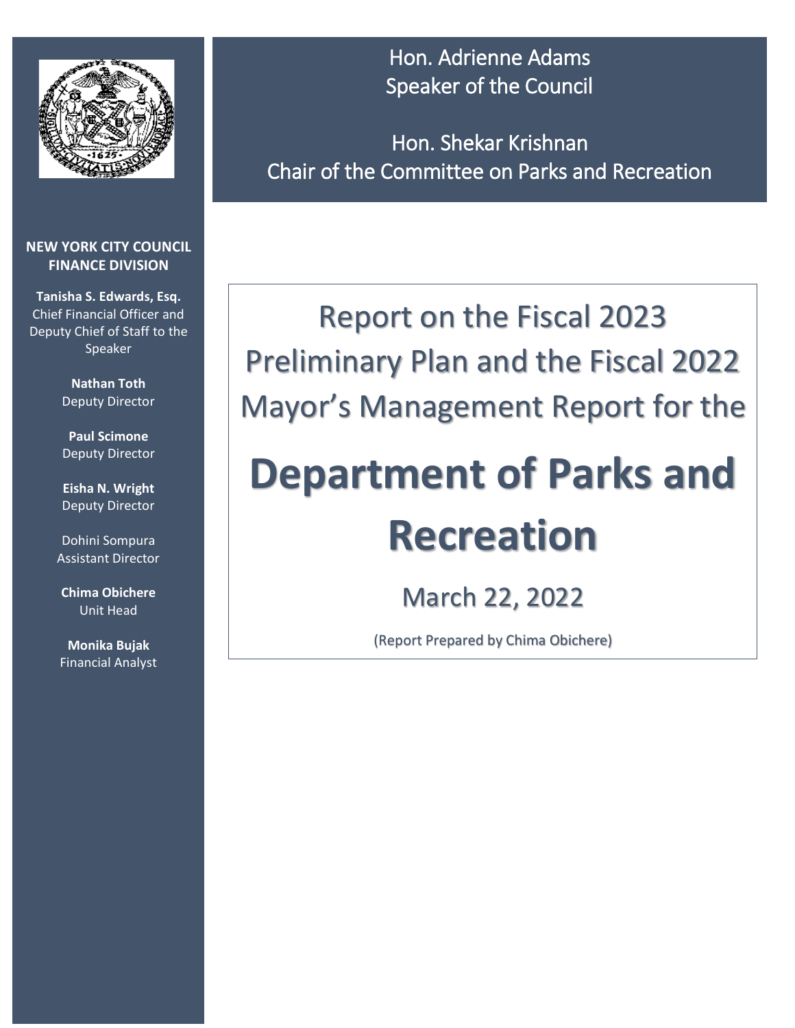Hon. Adrienne Adams
Speaker of the Council

Hon. Shekar Krishnan
Chair of the Committee on Parks and Recreation

**NEW YORK CITY COUNCIL FINANCE DIVISION**

**Tanisha S. Edwards, Esq.**
Chief Financial Officer and Deputy Chief of Staff to the Speaker

**Nathan Toth**
Deputy Director

**Paul Scimone**
Deputy Director

**Eisha N. Wright**
Deputy Director

Dohini Sompura
Assistant Director

**Chima Obichere**
Unit Head

**Monika Bujak**
Financial Analyst

Report on the Fiscal 2023 Preliminary Plan and the Fiscal 2022 Mayor's Management Report for the

# Department of Parks and Recreation

March 22, 2022

(Report Prepared by Chima Obichere)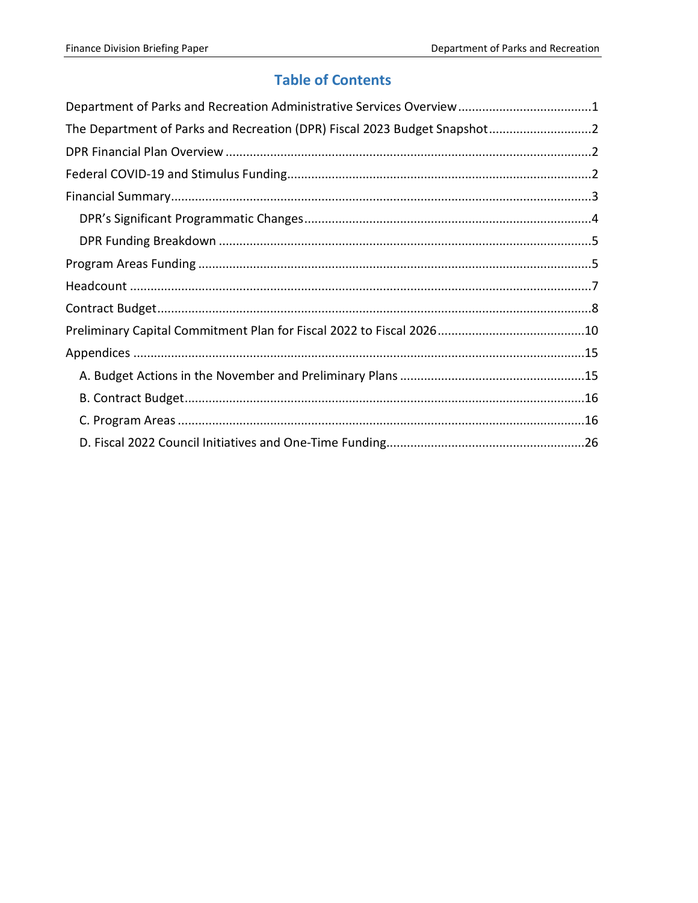# Table of Contents

- Department of Parks and Recreation Administrative Services Overview ....................................... 1
- The Department of Parks and Recreation (DPR) Fiscal 2023 Budget Snapshot ............................. 2
- DPR Financial Plan Overview ......................................................................................................... 2
- Federal COVID-19 and Stimulus Funding ....................................................................................... 2
- Financial Summary ......................................................................................................................... 3
  - DPR's Significant Programmatic Changes .................................................................................. 4
  - DPR Funding Breakdown ............................................................................................................ 5
- Program Areas Funding .................................................................................................................. 5
- Headcount ..................................................................................................................................... 7
- Contract Budget ............................................................................................................................. 8
- Preliminary Capital Commitment Plan for Fiscal 2022 to Fiscal 2026 .......................................... 10
- Appendices .................................................................................................................................. 15
  - A. Budget Actions in the November and Preliminary Plans ...................................................... 15
  - B. Contract Budget ................................................................................................................... 16
  - C. Program Areas ..................................................................................................................... 16
  - D. Fiscal 2022 Council Initiatives and One-Time Funding ......................................................... 26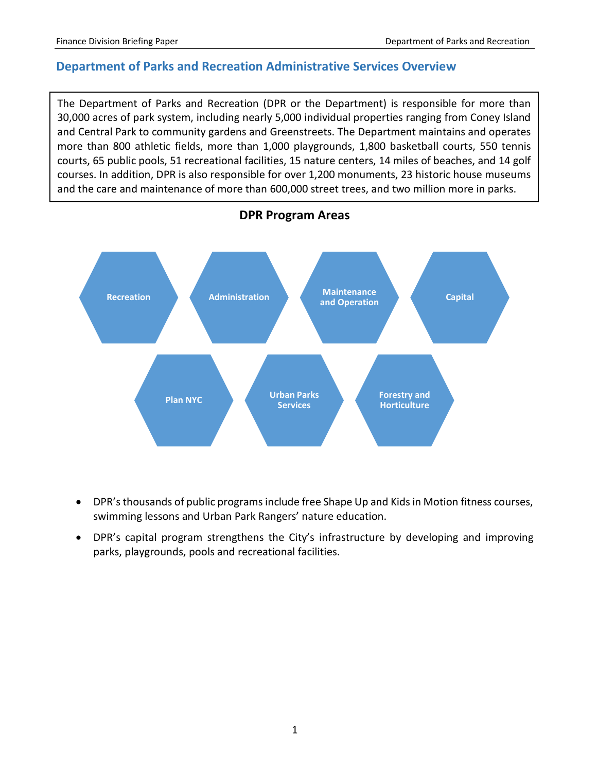## Department of Parks and Recreation Administrative Services Overview

The Department of Parks and Recreation (DPR or the Department) is responsible for more than 30,000 acres of park system, including nearly 5,000 individual properties ranging from Coney Island and Central Park to community gardens and Greenstreets. The Department maintains and operates more than 800 athletic fields, more than 1,000 playgrounds, 1,800 basketball courts, 550 tennis courts, 65 public pools, 51 recreational facilities, 15 nature centers, 14 miles of beaches, and 14 golf courses. In addition, DPR is also responsible for over 1,200 monuments, 23 historic house museums and the care and maintenance of more than 600,000 street trees, and two million more in parks.

### DPR Program Areas

- Recreation
- Administration
- Maintenance and Operation
- Capital
- Plan NYC
- Urban Parks Services
- Forestry and Horticulture

- DPR's thousands of public programs include free Shape Up and Kids in Motion fitness courses, swimming lessons and Urban Park Rangers' nature education.
- DPR's capital program strengthens the City's infrastructure by developing and improving parks, playgrounds, pools and recreational facilities.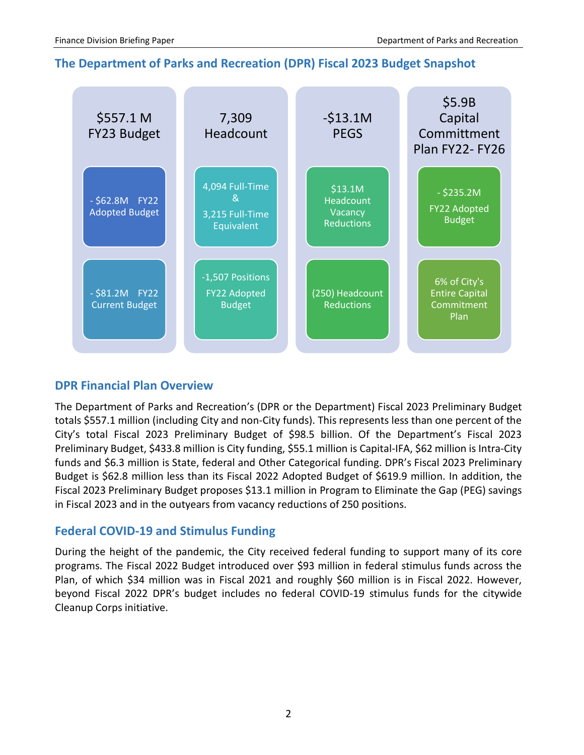## The Department of Parks and Recreation (DPR) Fiscal 2023 Budget Snapshot

| $557.1 M FY23 Budget | 7,309 Headcount | -$13.1M PEGS | $5.9B Capital Committment Plan FY22- FY26 |
|---|---|---|---|
| - $62.8M FY22 Adopted Budget | 4,094 Full-Time & 3,215 Full-Time Equivalent | $13.1M Headcount Vacancy Reductions | - $235.2M FY22 Adopted Budget |
| - $81.2M FY22 Current Budget | -1,507 Positions FY22 Adopted Budget | (250) Headcount Reductions | 6% of City's Entire Capital Commitment Plan |

## DPR Financial Plan Overview

The Department of Parks and Recreation's (DPR or the Department) Fiscal 2023 Preliminary Budget totals $557.1 million (including City and non-City funds). This represents less than one percent of the City's total Fiscal 2023 Preliminary Budget of $98.5 billion. Of the Department's Fiscal 2023 Preliminary Budget, $433.8 million is City funding, $55.1 million is Capital-IFA, $62 million is Intra-City funds and $6.3 million is State, federal and Other Categorical funding. DPR's Fiscal 2023 Preliminary Budget is $62.8 million less than its Fiscal 2022 Adopted Budget of $619.9 million. In addition, the Fiscal 2023 Preliminary Budget proposes $13.1 million in Program to Eliminate the Gap (PEG) savings in Fiscal 2023 and in the outyears from vacancy reductions of 250 positions.

## Federal COVID-19 and Stimulus Funding

During the height of the pandemic, the City received federal funding to support many of its core programs. The Fiscal 2022 Budget introduced over $93 million in federal stimulus funds across the Plan, of which $34 million was in Fiscal 2021 and roughly $60 million is in Fiscal 2022. However, beyond Fiscal 2022 DPR's budget includes no federal COVID-19 stimulus funds for the citywide Cleanup Corps initiative.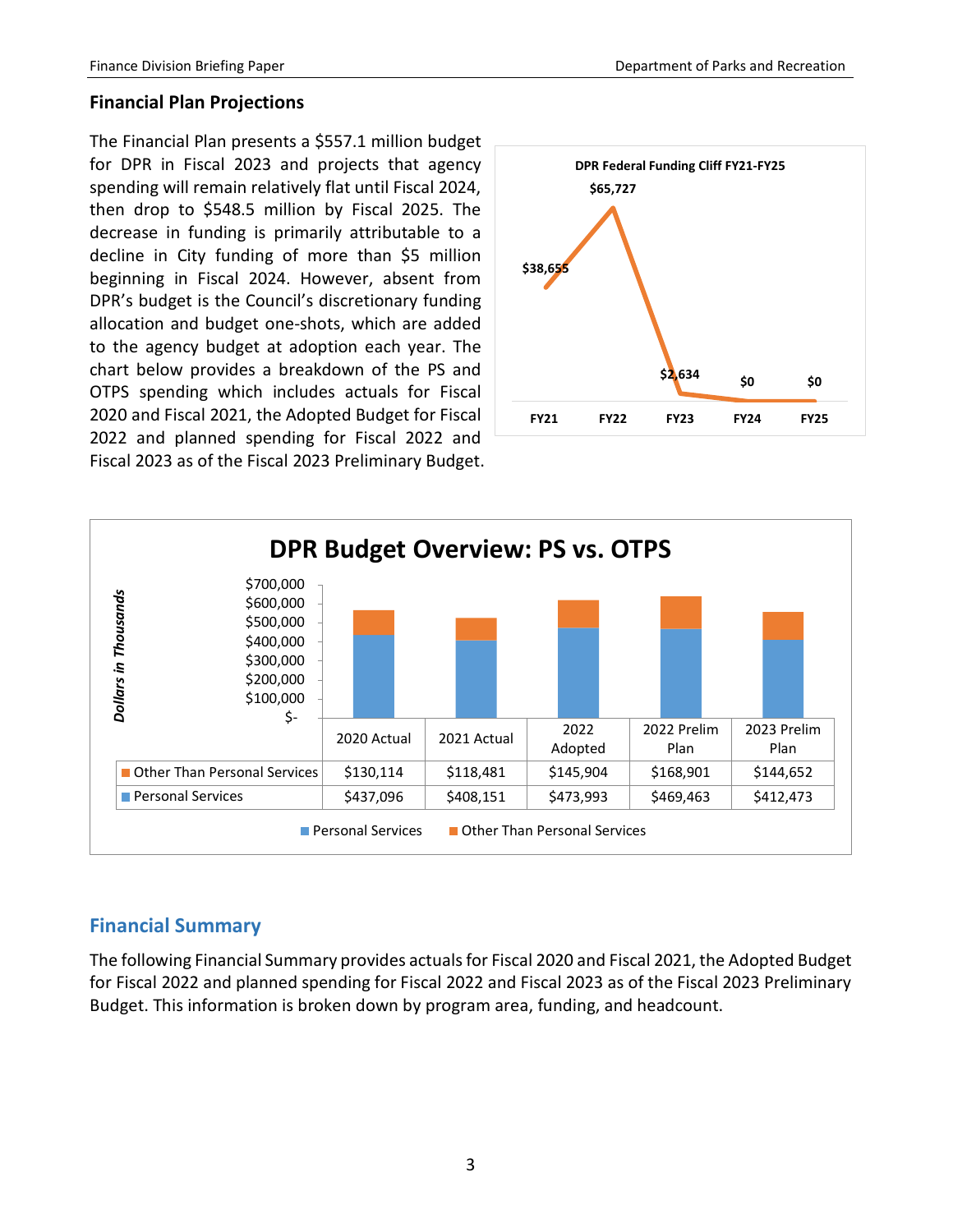## Financial Plan Projections

The Financial Plan presents a $557.1 million budget for DPR in Fiscal 2023 and projects that agency spending will remain relatively flat until Fiscal 2024, then drop to $548.5 million by Fiscal 2025. The decrease in funding is primarily attributable to a decline in City funding of more than $5 million beginning in Fiscal 2024. However, absent from DPR's budget is the Council's discretionary funding allocation and budget one-shots, which are added to the agency budget at adoption each year. The chart below provides a breakdown of the PS and OTPS spending which includes actuals for Fiscal 2020 and Fiscal 2021, the Adopted Budget for Fiscal 2022 and planned spending for Fiscal 2022 and Fiscal 2023 as of the Fiscal 2023 Preliminary Budget.

**DPR Federal Funding Cliff FY21-FY25**

| FY21 | FY22 | FY23 | FY24 | FY25 |
|---|---|---|---|---|
| $38,655 | $65,727 | $2,634 | $0 | $0 |

**DPR Budget Overview: PS vs. OTPS**

*Dollars in Thousands*

| | 2020 Actual | 2021 Actual | 2022 Adopted | 2022 Prelim Plan | 2023 Prelim Plan |
|---|---|---|---|---|---|
| Other Than Personal Services | $130,114 | $118,481 | $145,904 | $168,901 | $144,652 |
| Personal Services | $437,096 | $408,151 | $473,993 | $469,463 | $412,473 |

## Financial Summary

The following Financial Summary provides actuals for Fiscal 2020 and Fiscal 2021, the Adopted Budget for Fiscal 2022 and planned spending for Fiscal 2022 and Fiscal 2023 as of the Fiscal 2023 Preliminary Budget. This information is broken down by program area, funding, and headcount.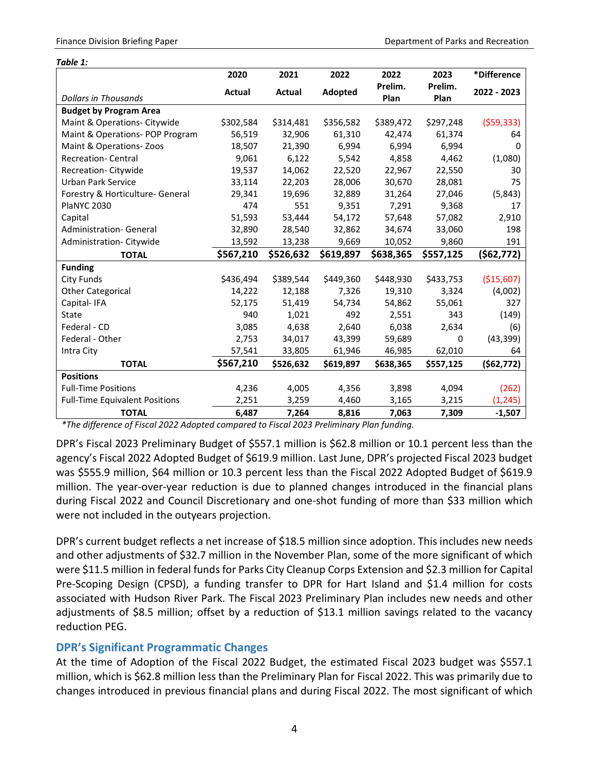*Table 1:*

| Dollars in Thousands | 2020 Actual | 2021 Actual | 2022 Adopted | 2022 Prelim. Plan | 2023 Prelim. Plan | *Difference 2022 - 2023 |
|---|---|---|---|---|---|---|
| **Budget by Program Area** | | | | | | |
| Maint & Operations- Citywide | $302,584 | $314,481 | $356,582 | $389,472 | $297,248 | ($59,333) |
| Maint & Operations- POP Program | 56,519 | 32,906 | 61,310 | 42,474 | 61,374 | 64 |
| Maint & Operations- Zoos | 18,507 | 21,390 | 6,994 | 6,994 | 6,994 | 0 |
| Recreation- Central | 9,061 | 6,122 | 5,542 | 4,858 | 4,462 | (1,080) |
| Recreation- Citywide | 19,537 | 14,062 | 22,520 | 22,967 | 22,550 | 30 |
| Urban Park Service | 33,114 | 22,203 | 28,006 | 30,670 | 28,081 | 75 |
| Forestry & Horticulture- General | 29,341 | 19,696 | 32,889 | 31,264 | 27,046 | (5,843) |
| PlaNYC 2030 | 474 | 551 | 9,351 | 7,291 | 9,368 | 17 |
| Capital | 51,593 | 53,444 | 54,172 | 57,648 | 57,082 | 2,910 |
| Administration- General | 32,890 | 28,540 | 32,862 | 34,674 | 33,060 | 198 |
| Administration- Citywide | 13,592 | 13,238 | 9,669 | 10,052 | 9,860 | 191 |
| **TOTAL** | **$567,210** | **$526,632** | **$619,897** | **$638,365** | **$557,125** | **($62,772)** |
| **Funding** | | | | | | |
| City Funds | $436,494 | $389,544 | $449,360 | $448,930 | $433,753 | ($15,607) |
| Other Categorical | 14,222 | 12,188 | 7,326 | 19,310 | 3,324 | (4,002) |
| Capital- IFA | 52,175 | 51,419 | 54,734 | 54,862 | 55,061 | 327 |
| State | 940 | 1,021 | 492 | 2,551 | 343 | (149) |
| Federal - CD | 3,085 | 4,638 | 2,640 | 6,038 | 2,634 | (6) |
| Federal - Other | 2,753 | 34,017 | 43,399 | 59,689 | 0 | (43,399) |
| Intra City | 57,541 | 33,805 | 61,946 | 46,985 | 62,010 | 64 |
| **TOTAL** | **$567,210** | **$526,632** | **$619,897** | **$638,365** | **$557,125** | **($62,772)** |
| **Positions** | | | | | | |
| Full-Time Positions | 4,236 | 4,005 | 4,356 | 3,898 | 4,094 | (262) |
| Full-Time Equivalent Positions | 2,251 | 3,259 | 4,460 | 3,165 | 3,215 | (1,245) |
| **TOTAL** | **6,487** | **7,264** | **8,816** | **7,063** | **7,309** | **-1,507** |

*\*The difference of Fiscal 2022 Adopted compared to Fiscal 2023 Preliminary Plan funding.*

DPR's Fiscal 2023 Preliminary Budget of $557.1 million is $62.8 million or 10.1 percent less than the agency's Fiscal 2022 Adopted Budget of $619.9 million. Last June, DPR's projected Fiscal 2023 budget was $555.9 million, $64 million or 10.3 percent less than the Fiscal 2022 Adopted Budget of $619.9 million. The year-over-year reduction is due to planned changes introduced in the financial plans during Fiscal 2022 and Council Discretionary and one-shot funding of more than $33 million which were not included in the outyears projection.

DPR's current budget reflects a net increase of $18.5 million since adoption. This includes new needs and other adjustments of $32.7 million in the November Plan, some of the more significant of which were $11.5 million in federal funds for Parks City Cleanup Corps Extension and $2.3 million for Capital Pre-Scoping Design (CPSD), a funding transfer to DPR for Hart Island and $1.4 million for costs associated with Hudson River Park. The Fiscal 2023 Preliminary Plan includes new needs and other adjustments of $8.5 million; offset by a reduction of $13.1 million savings related to the vacancy reduction PEG.

### DPR's Significant Programmatic Changes

At the time of Adoption of the Fiscal 2022 Budget, the estimated Fiscal 2023 budget was $557.1 million, which is $62.8 million less than the Preliminary Plan for Fiscal 2022. This was primarily due to changes introduced in previous financial plans and during Fiscal 2022. The most significant of which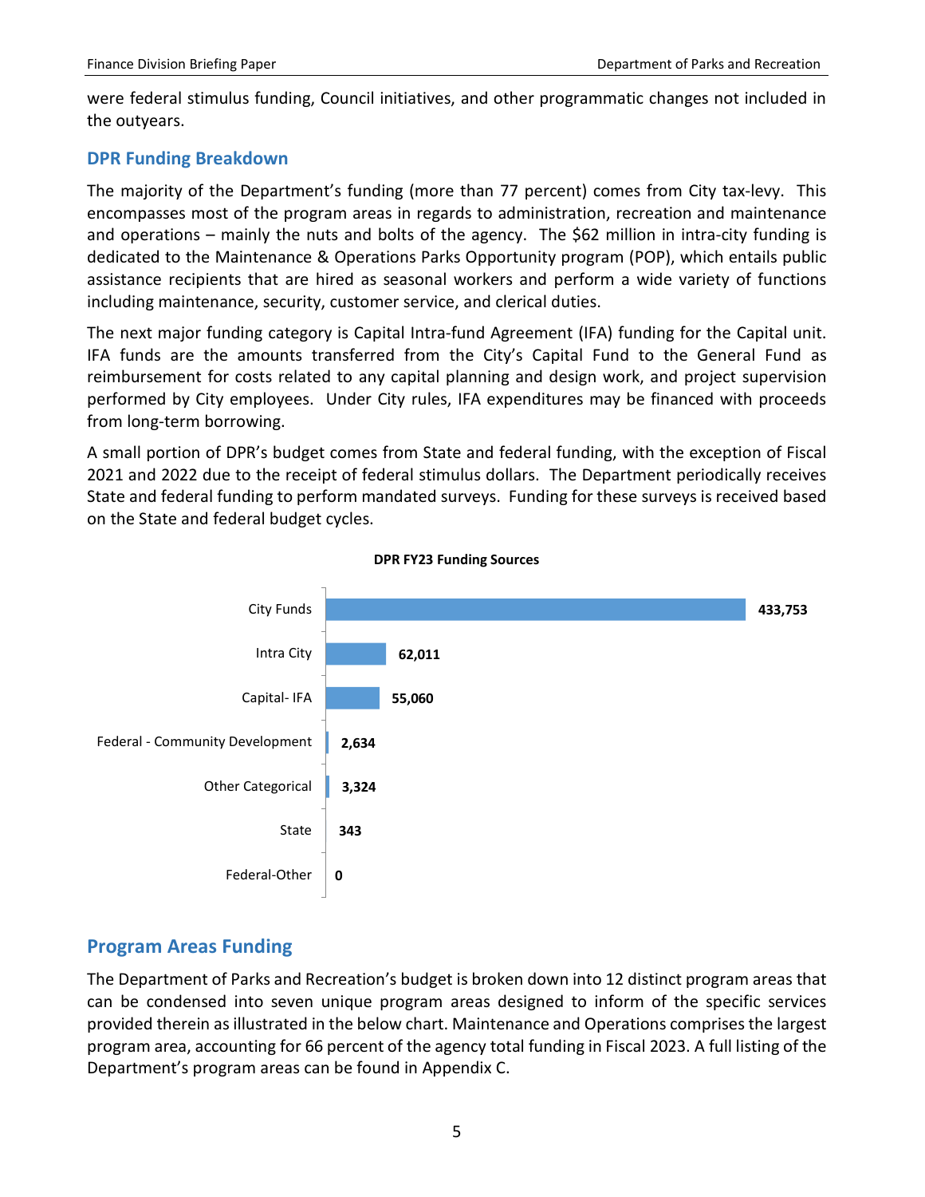were federal stimulus funding, Council initiatives, and other programmatic changes not included in the outyears.

## DPR Funding Breakdown

The majority of the Department's funding (more than 77 percent) comes from City tax-levy. This encompasses most of the program areas in regards to administration, recreation and maintenance and operations – mainly the nuts and bolts of the agency. The $62 million in intra-city funding is dedicated to the Maintenance & Operations Parks Opportunity program (POP), which entails public assistance recipients that are hired as seasonal workers and perform a wide variety of functions including maintenance, security, customer service, and clerical duties.

The next major funding category is Capital Intra-fund Agreement (IFA) funding for the Capital unit. IFA funds are the amounts transferred from the City's Capital Fund to the General Fund as reimbursement for costs related to any capital planning and design work, and project supervision performed by City employees. Under City rules, IFA expenditures may be financed with proceeds from long-term borrowing.

A small portion of DPR's budget comes from State and federal funding, with the exception of Fiscal 2021 and 2022 due to the receipt of federal stimulus dollars. The Department periodically receives State and federal funding to perform mandated surveys. Funding for these surveys is received based on the State and federal budget cycles.

**DPR FY23 Funding Sources**

| Funding Source | Amount |
|---|---|
| City Funds | 433,753 |
| Intra City | 62,011 |
| Capital- IFA | 55,060 |
| Federal - Community Development | 2,634 |
| Other Categorical | 3,324 |
| State | 343 |
| Federal-Other | 0 |

## Program Areas Funding

The Department of Parks and Recreation's budget is broken down into 12 distinct program areas that can be condensed into seven unique program areas designed to inform of the specific services provided therein as illustrated in the below chart. Maintenance and Operations comprises the largest program area, accounting for 66 percent of the agency total funding in Fiscal 2023. A full listing of the Department's program areas can be found in Appendix C.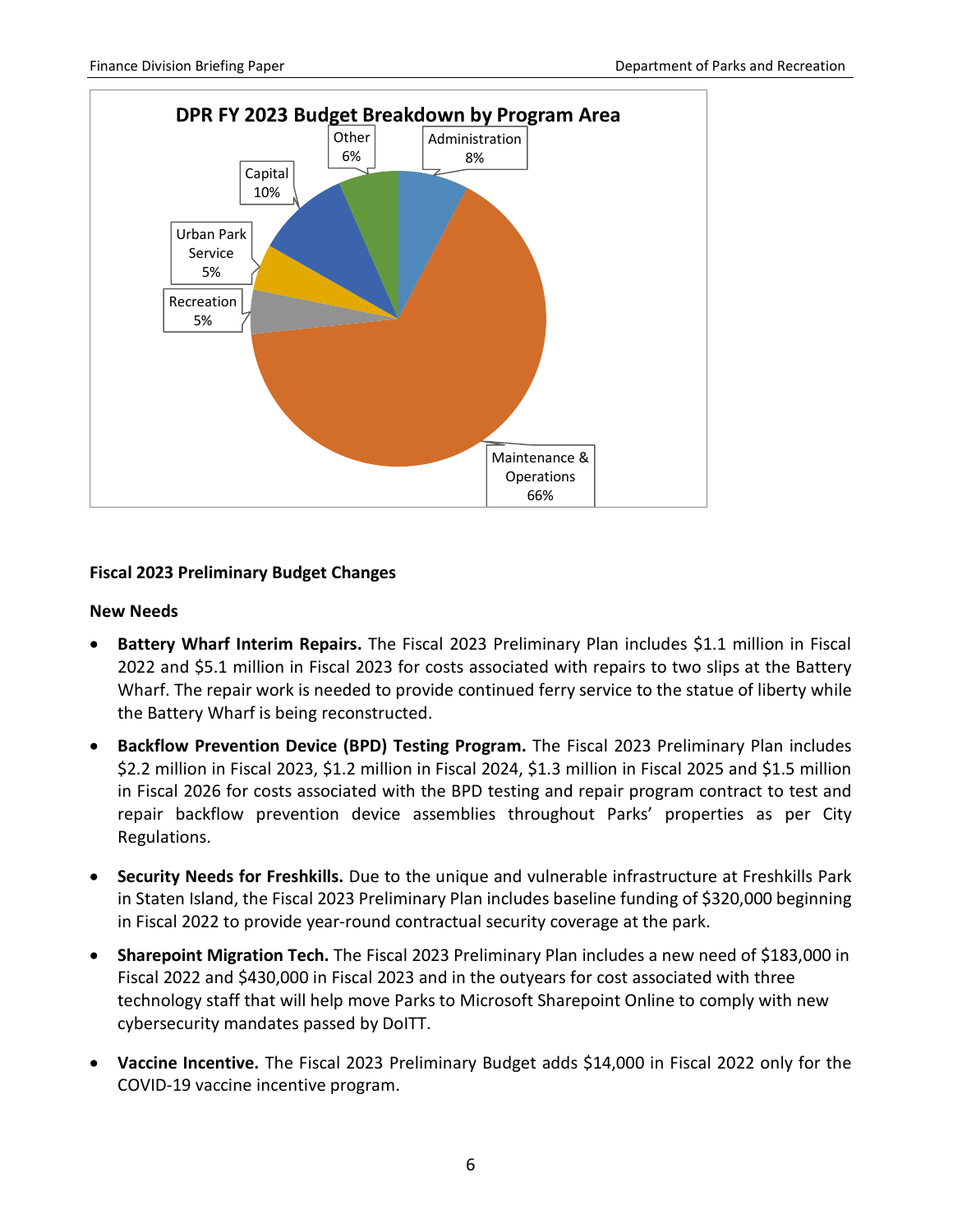**DPR FY 2023 Budget Breakdown by Program Area**

| Program Area | Share |
|---|---|
| Administration | 8% |
| Maintenance & Operations | 66% |
| Recreation | 5% |
| Urban Park Service | 5% |
| Capital | 10% |
| Other | 6% |

**Fiscal 2023 Preliminary Budget Changes**

**New Needs**

- **Battery Wharf Interim Repairs.** The Fiscal 2023 Preliminary Plan includes $1.1 million in Fiscal 2022 and $5.1 million in Fiscal 2023 for costs associated with repairs to two slips at the Battery Wharf. The repair work is needed to provide continued ferry service to the statue of liberty while the Battery Wharf is being reconstructed.

- **Backflow Prevention Device (BPD) Testing Program.** The Fiscal 2023 Preliminary Plan includes $2.2 million in Fiscal 2023, $1.2 million in Fiscal 2024, $1.3 million in Fiscal 2025 and $1.5 million in Fiscal 2026 for costs associated with the BPD testing and repair program contract to test and repair backflow prevention device assemblies throughout Parks' properties as per City Regulations.

- **Security Needs for Freshkills.** Due to the unique and vulnerable infrastructure at Freshkills Park in Staten Island, the Fiscal 2023 Preliminary Plan includes baseline funding of $320,000 beginning in Fiscal 2022 to provide year-round contractual security coverage at the park.

- **Sharepoint Migration Tech.** The Fiscal 2023 Preliminary Plan includes a new need of $183,000 in Fiscal 2022 and $430,000 in Fiscal 2023 and in the outyears for cost associated with three technology staff that will help move Parks to Microsoft Sharepoint Online to comply with new cybersecurity mandates passed by DoITT.

- **Vaccine Incentive.** The Fiscal 2023 Preliminary Budget adds $14,000 in Fiscal 2022 only for the COVID-19 vaccine incentive program.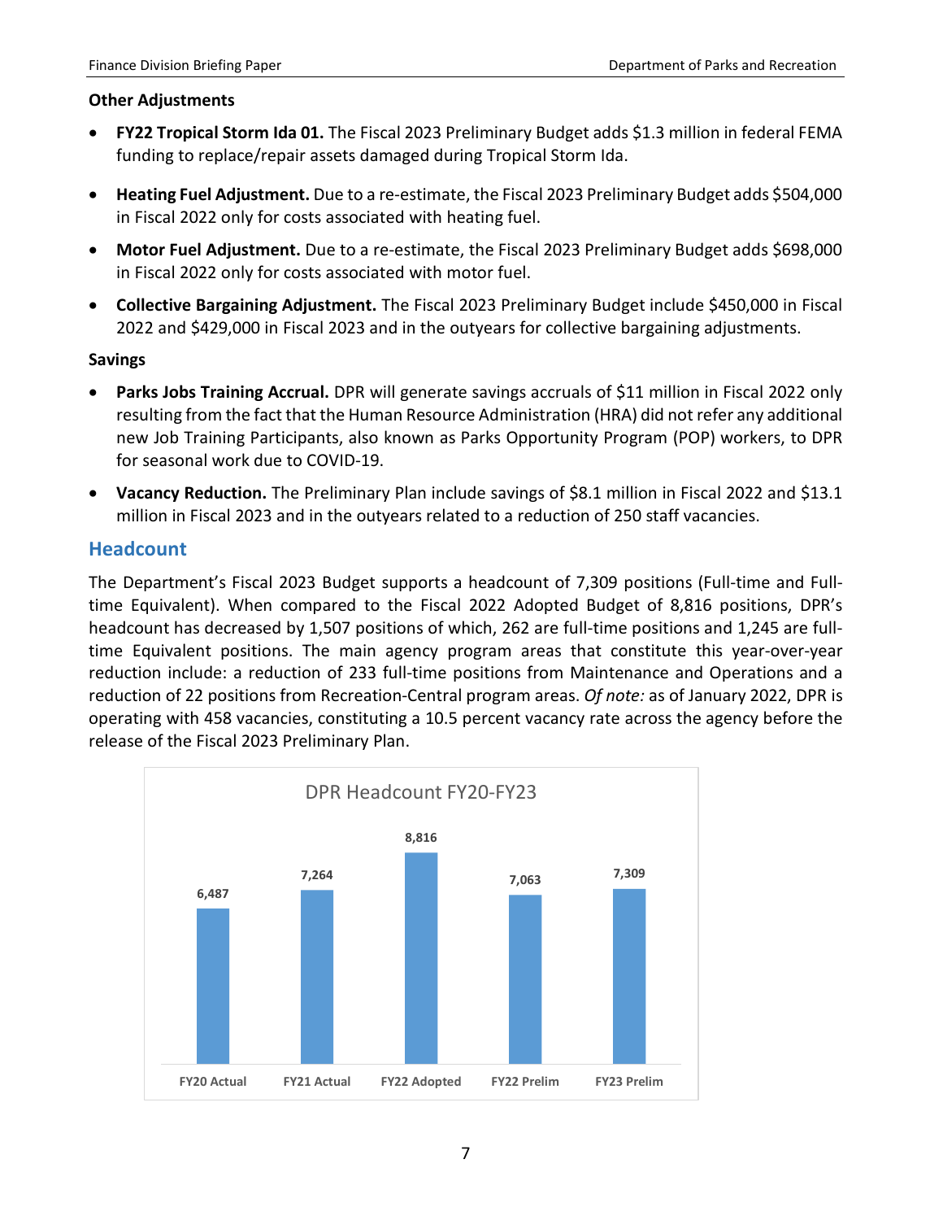### Other Adjustments

- **FY22 Tropical Storm Ida 01.** The Fiscal 2023 Preliminary Budget adds $1.3 million in federal FEMA funding to replace/repair assets damaged during Tropical Storm Ida.
- **Heating Fuel Adjustment.** Due to a re-estimate, the Fiscal 2023 Preliminary Budget adds $504,000 in Fiscal 2022 only for costs associated with heating fuel.
- **Motor Fuel Adjustment.** Due to a re-estimate, the Fiscal 2023 Preliminary Budget adds $698,000 in Fiscal 2022 only for costs associated with motor fuel.
- **Collective Bargaining Adjustment.** The Fiscal 2023 Preliminary Budget include $450,000 in Fiscal 2022 and $429,000 in Fiscal 2023 and in the outyears for collective bargaining adjustments.

### Savings

- **Parks Jobs Training Accrual.** DPR will generate savings accruals of $11 million in Fiscal 2022 only resulting from the fact that the Human Resource Administration (HRA) did not refer any additional new Job Training Participants, also known as Parks Opportunity Program (POP) workers, to DPR for seasonal work due to COVID-19.
- **Vacancy Reduction.** The Preliminary Plan include savings of $8.1 million in Fiscal 2022 and $13.1 million in Fiscal 2023 and in the outyears related to a reduction of 250 staff vacancies.

## Headcount

The Department's Fiscal 2023 Budget supports a headcount of 7,309 positions (Full-time and Full-time Equivalent). When compared to the Fiscal 2022 Adopted Budget of 8,816 positions, DPR's headcount has decreased by 1,507 positions of which, 262 are full-time positions and 1,245 are full-time Equivalent positions. The main agency program areas that constitute this year-over-year reduction include: a reduction of 233 full-time positions from Maintenance and Operations and a reduction of 22 positions from Recreation-Central program areas. *Of note:* as of January 2022, DPR is operating with 458 vacancies, constituting a 10.5 percent vacancy rate across the agency before the release of the Fiscal 2023 Preliminary Plan.

**DPR Headcount FY20-FY23**

| FY20 Actual | FY21 Actual | FY22 Adopted | FY22 Prelim | FY23 Prelim |
|---|---|---|---|---|
| 6,487 | 7,264 | 8,816 | 7,063 | 7,309 |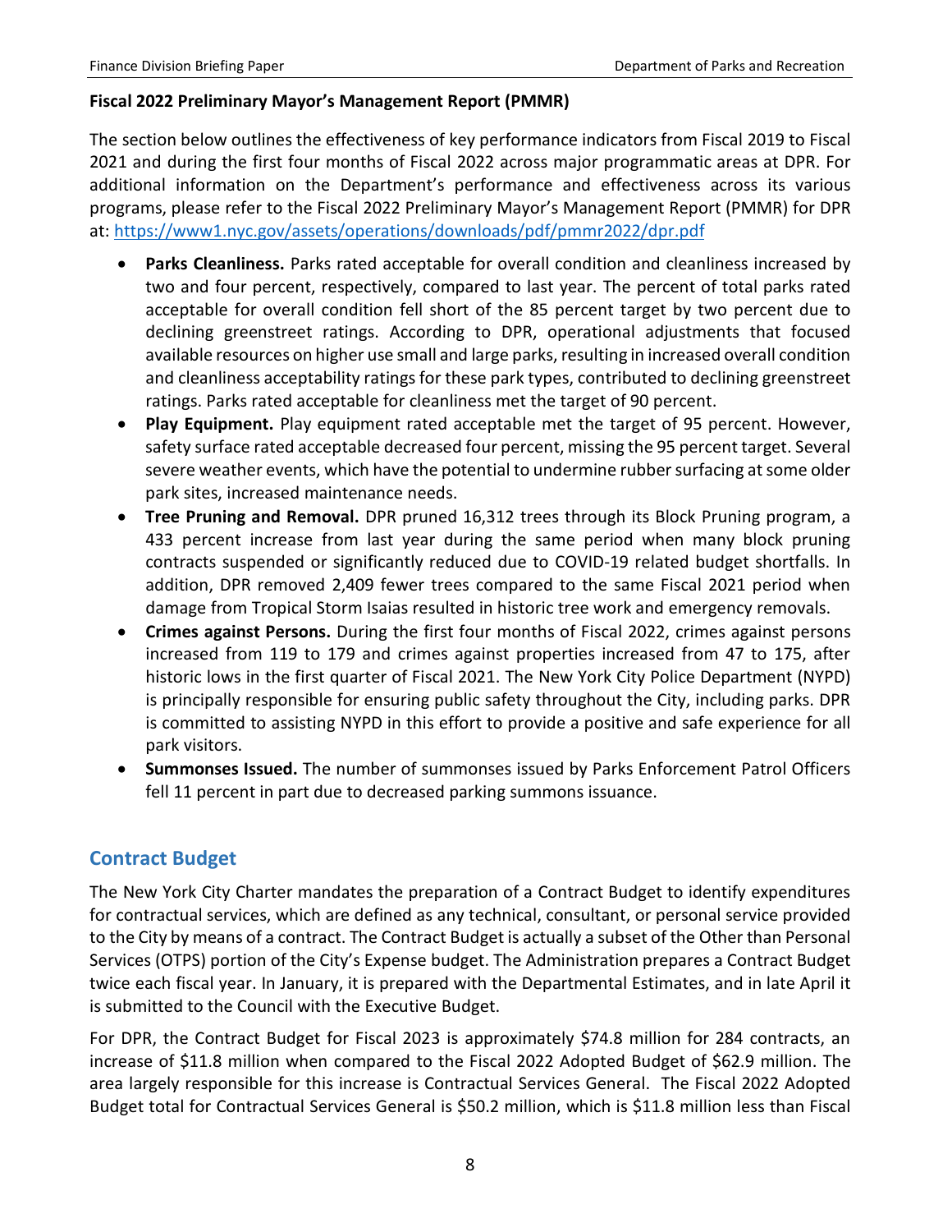**Fiscal 2022 Preliminary Mayor's Management Report (PMMR)**

The section below outlines the effectiveness of key performance indicators from Fiscal 2019 to Fiscal 2021 and during the first four months of Fiscal 2022 across major programmatic areas at DPR. For additional information on the Department's performance and effectiveness across its various programs, please refer to the Fiscal 2022 Preliminary Mayor's Management Report (PMMR) for DPR at: https://www1.nyc.gov/assets/operations/downloads/pdf/pmmr2022/dpr.pdf

- **Parks Cleanliness.** Parks rated acceptable for overall condition and cleanliness increased by two and four percent, respectively, compared to last year. The percent of total parks rated acceptable for overall condition fell short of the 85 percent target by two percent due to declining greenstreet ratings. According to DPR, operational adjustments that focused available resources on higher use small and large parks, resulting in increased overall condition and cleanliness acceptability ratings for these park types, contributed to declining greenstreet ratings. Parks rated acceptable for cleanliness met the target of 90 percent.
- **Play Equipment.** Play equipment rated acceptable met the target of 95 percent. However, safety surface rated acceptable decreased four percent, missing the 95 percent target. Several severe weather events, which have the potential to undermine rubber surfacing at some older park sites, increased maintenance needs.
- **Tree Pruning and Removal.** DPR pruned 16,312 trees through its Block Pruning program, a 433 percent increase from last year during the same period when many block pruning contracts suspended or significantly reduced due to COVID-19 related budget shortfalls. In addition, DPR removed 2,409 fewer trees compared to the same Fiscal 2021 period when damage from Tropical Storm Isaias resulted in historic tree work and emergency removals.
- **Crimes against Persons.** During the first four months of Fiscal 2022, crimes against persons increased from 119 to 179 and crimes against properties increased from 47 to 175, after historic lows in the first quarter of Fiscal 2021. The New York City Police Department (NYPD) is principally responsible for ensuring public safety throughout the City, including parks. DPR is committed to assisting NYPD in this effort to provide a positive and safe experience for all park visitors.
- **Summonses Issued.** The number of summonses issued by Parks Enforcement Patrol Officers fell 11 percent in part due to decreased parking summons issuance.

## Contract Budget

The New York City Charter mandates the preparation of a Contract Budget to identify expenditures for contractual services, which are defined as any technical, consultant, or personal service provided to the City by means of a contract. The Contract Budget is actually a subset of the Other than Personal Services (OTPS) portion of the City's Expense budget. The Administration prepares a Contract Budget twice each fiscal year. In January, it is prepared with the Departmental Estimates, and in late April it is submitted to the Council with the Executive Budget.

For DPR, the Contract Budget for Fiscal 2023 is approximately $74.8 million for 284 contracts, an increase of $11.8 million when compared to the Fiscal 2022 Adopted Budget of $62.9 million. The area largely responsible for this increase is Contractual Services General. The Fiscal 2022 Adopted Budget total for Contractual Services General is $50.2 million, which is $11.8 million less than Fiscal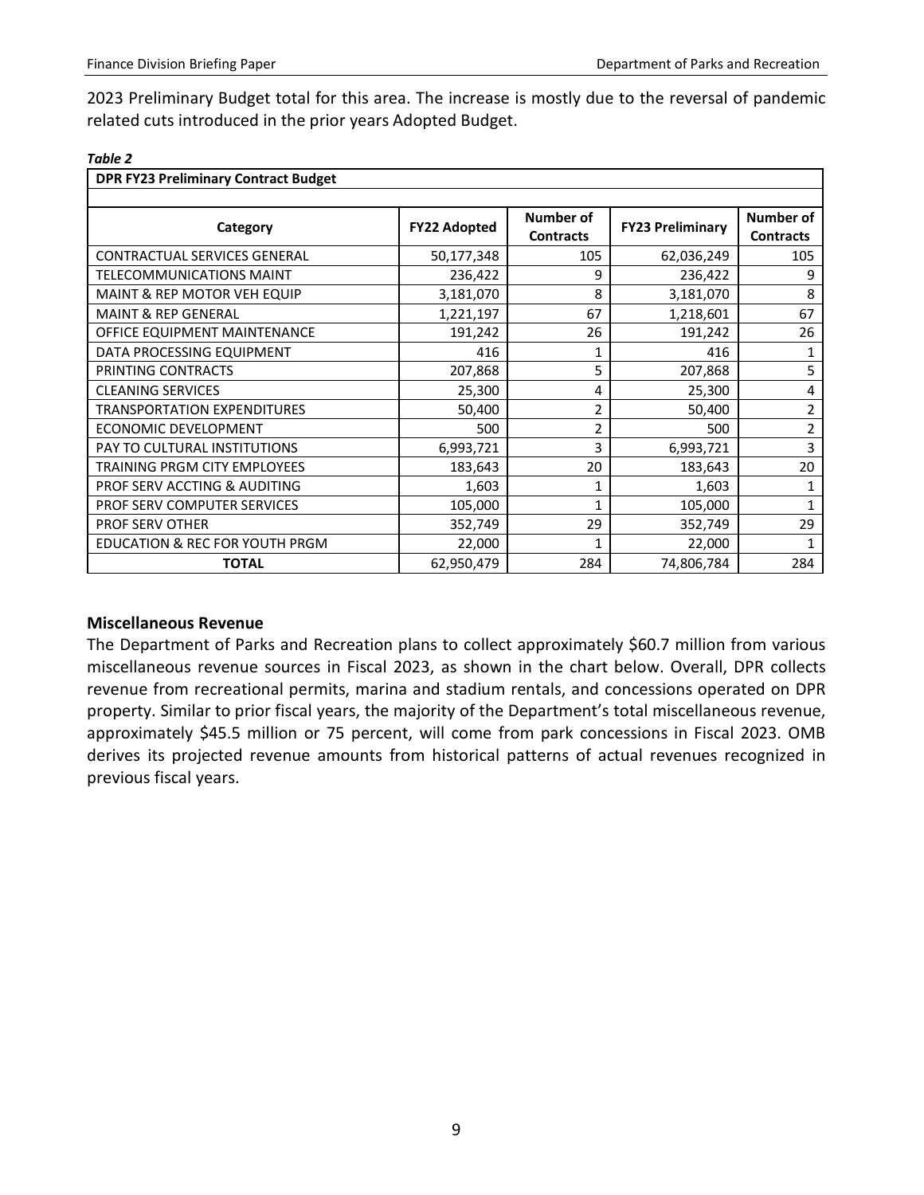2023 Preliminary Budget total for this area. The increase is mostly due to the reversal of pandemic related cuts introduced in the prior years Adopted Budget.

*Table 2*

| DPR FY23 Preliminary Contract Budget | | | | |
|---|---|---|---|---|
| **Category** | **FY22 Adopted** | **Number of Contracts** | **FY23 Preliminary** | **Number of Contracts** |
| CONTRACTUAL SERVICES GENERAL | 50,177,348 | 105 | 62,036,249 | 105 |
| TELECOMMUNICATIONS MAINT | 236,422 | 9 | 236,422 | 9 |
| MAINT & REP MOTOR VEH EQUIP | 3,181,070 | 8 | 3,181,070 | 8 |
| MAINT & REP GENERAL | 1,221,197 | 67 | 1,218,601 | 67 |
| OFFICE EQUIPMENT MAINTENANCE | 191,242 | 26 | 191,242 | 26 |
| DATA PROCESSING EQUIPMENT | 416 | 1 | 416 | 1 |
| PRINTING CONTRACTS | 207,868 | 5 | 207,868 | 5 |
| CLEANING SERVICES | 25,300 | 4 | 25,300 | 4 |
| TRANSPORTATION EXPENDITURES | 50,400 | 2 | 50,400 | 2 |
| ECONOMIC DEVELOPMENT | 500 | 2 | 500 | 2 |
| PAY TO CULTURAL INSTITUTIONS | 6,993,721 | 3 | 6,993,721 | 3 |
| TRAINING PRGM CITY EMPLOYEES | 183,643 | 20 | 183,643 | 20 |
| PROF SERV ACCTING & AUDITING | 1,603 | 1 | 1,603 | 1 |
| PROF SERV COMPUTER SERVICES | 105,000 | 1 | 105,000 | 1 |
| PROF SERV OTHER | 352,749 | 29 | 352,749 | 29 |
| EDUCATION & REC FOR YOUTH PRGM | 22,000 | 1 | 22,000 | 1 |
| **TOTAL** | 62,950,479 | 284 | 74,806,784 | 284 |

### Miscellaneous Revenue

The Department of Parks and Recreation plans to collect approximately $60.7 million from various miscellaneous revenue sources in Fiscal 2023, as shown in the chart below. Overall, DPR collects revenue from recreational permits, marina and stadium rentals, and concessions operated on DPR property. Similar to prior fiscal years, the majority of the Department's total miscellaneous revenue, approximately $45.5 million or 75 percent, will come from park concessions in Fiscal 2023. OMB derives its projected revenue amounts from historical patterns of actual revenues recognized in previous fiscal years.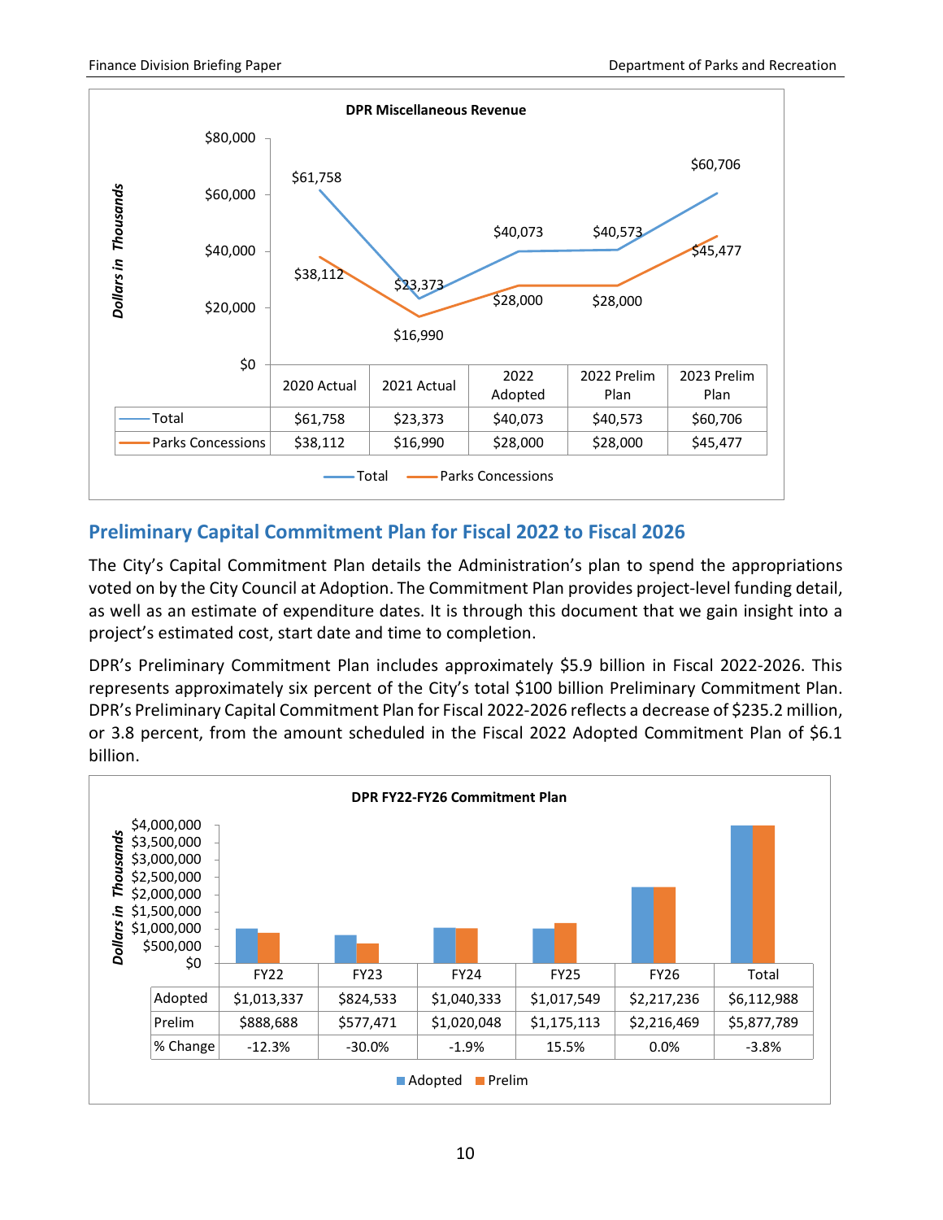**DPR Miscellaneous Revenue**

*Dollars in Thousands*

| | 2020 Actual | 2021 Actual | 2022 Adopted | 2022 Prelim Plan | 2023 Prelim Plan |
|---|---|---|---|---|---|
| Total | $61,758 | $23,373 | $40,073 | $40,573 | $60,706 |
| Parks Concessions | $38,112 | $16,990 | $28,000 | $28,000 | $45,477 |

## Preliminary Capital Commitment Plan for Fiscal 2022 to Fiscal 2026

The City's Capital Commitment Plan details the Administration's plan to spend the appropriations voted on by the City Council at Adoption. The Commitment Plan provides project-level funding detail, as well as an estimate of expenditure dates. It is through this document that we gain insight into a project's estimated cost, start date and time to completion.

DPR's Preliminary Commitment Plan includes approximately $5.9 billion in Fiscal 2022-2026. This represents approximately six percent of the City's total $100 billion Preliminary Commitment Plan. DPR's Preliminary Capital Commitment Plan for Fiscal 2022-2026 reflects a decrease of $235.2 million, or 3.8 percent, from the amount scheduled in the Fiscal 2022 Adopted Commitment Plan of $6.1 billion.

**DPR FY22-FY26 Commitment Plan**

*Dollars in Thousands*

| | FY22 | FY23 | FY24 | FY25 | FY26 | Total |
|---|---|---|---|---|---|---|
| Adopted | $1,013,337 | $824,533 | $1,040,333 | $1,017,549 | $2,217,236 | $6,112,988 |
| Prelim | $888,688 | $577,471 | $1,020,048 | $1,175,113 | $2,216,469 | $5,877,789 |
| % Change | -12.3% | -30.0% | -1.9% | 15.5% | 0.0% | -3.8% |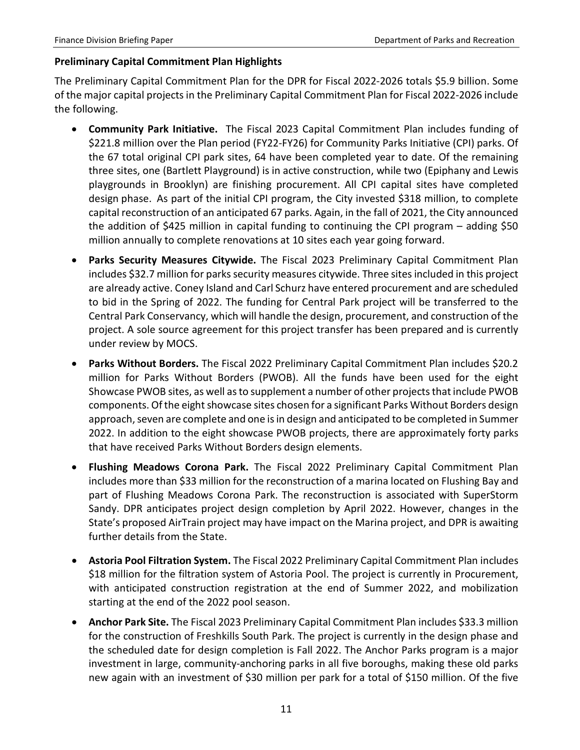**Preliminary Capital Commitment Plan Highlights**

The Preliminary Capital Commitment Plan for the DPR for Fiscal 2022-2026 totals $5.9 billion. Some of the major capital projects in the Preliminary Capital Commitment Plan for Fiscal 2022-2026 include the following.

- **Community Park Initiative.** The Fiscal 2023 Capital Commitment Plan includes funding of $221.8 million over the Plan period (FY22-FY26) for Community Parks Initiative (CPI) parks. Of the 67 total original CPI park sites, 64 have been completed year to date. Of the remaining three sites, one (Bartlett Playground) is in active construction, while two (Epiphany and Lewis playgrounds in Brooklyn) are finishing procurement. All CPI capital sites have completed design phase. As part of the initial CPI program, the City invested $318 million, to complete capital reconstruction of an anticipated 67 parks. Again, in the fall of 2021, the City announced the addition of $425 million in capital funding to continuing the CPI program – adding $50 million annually to complete renovations at 10 sites each year going forward.

- **Parks Security Measures Citywide.** The Fiscal 2023 Preliminary Capital Commitment Plan includes $32.7 million for parks security measures citywide. Three sites included in this project are already active. Coney Island and Carl Schurz have entered procurement and are scheduled to bid in the Spring of 2022. The funding for Central Park project will be transferred to the Central Park Conservancy, which will handle the design, procurement, and construction of the project. A sole source agreement for this project transfer has been prepared and is currently under review by MOCS.

- **Parks Without Borders.** The Fiscal 2022 Preliminary Capital Commitment Plan includes $20.2 million for Parks Without Borders (PWOB). All the funds have been used for the eight Showcase PWOB sites, as well as to supplement a number of other projects that include PWOB components. Of the eight showcase sites chosen for a significant Parks Without Borders design approach, seven are complete and one is in design and anticipated to be completed in Summer 2022. In addition to the eight showcase PWOB projects, there are approximately forty parks that have received Parks Without Borders design elements.

- **Flushing Meadows Corona Park.** The Fiscal 2022 Preliminary Capital Commitment Plan includes more than $33 million for the reconstruction of a marina located on Flushing Bay and part of Flushing Meadows Corona Park. The reconstruction is associated with SuperStorm Sandy. DPR anticipates project design completion by April 2022. However, changes in the State's proposed AirTrain project may have impact on the Marina project, and DPR is awaiting further details from the State.

- **Astoria Pool Filtration System.** The Fiscal 2022 Preliminary Capital Commitment Plan includes $18 million for the filtration system of Astoria Pool. The project is currently in Procurement, with anticipated construction registration at the end of Summer 2022, and mobilization starting at the end of the 2022 pool season.

- **Anchor Park Site.** The Fiscal 2023 Preliminary Capital Commitment Plan includes $33.3 million for the construction of Freshkills South Park. The project is currently in the design phase and the scheduled date for design completion is Fall 2022. The Anchor Parks program is a major investment in large, community-anchoring parks in all five boroughs, making these old parks new again with an investment of $30 million per park for a total of $150 million. Of the five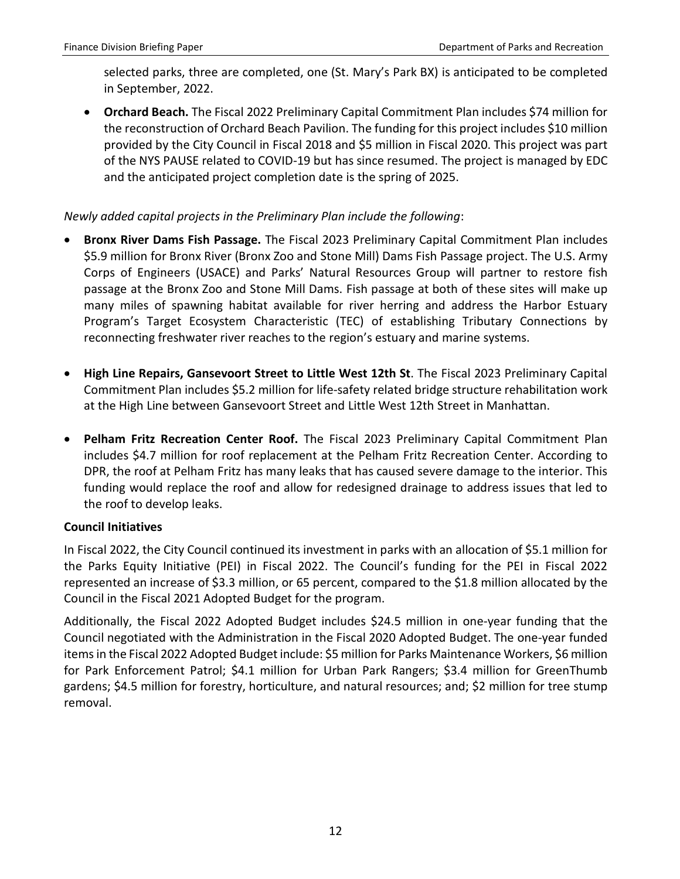selected parks, three are completed, one (St. Mary's Park BX) is anticipated to be completed in September, 2022.

- **Orchard Beach.** The Fiscal 2022 Preliminary Capital Commitment Plan includes $74 million for the reconstruction of Orchard Beach Pavilion. The funding for this project includes $10 million provided by the City Council in Fiscal 2018 and $5 million in Fiscal 2020. This project was part of the NYS PAUSE related to COVID-19 but has since resumed. The project is managed by EDC and the anticipated project completion date is the spring of 2025.

*Newly added capital projects in the Preliminary Plan include the following*:

- **Bronx River Dams Fish Passage.** The Fiscal 2023 Preliminary Capital Commitment Plan includes $5.9 million for Bronx River (Bronx Zoo and Stone Mill) Dams Fish Passage project. The U.S. Army Corps of Engineers (USACE) and Parks' Natural Resources Group will partner to restore fish passage at the Bronx Zoo and Stone Mill Dams. Fish passage at both of these sites will make up many miles of spawning habitat available for river herring and address the Harbor Estuary Program's Target Ecosystem Characteristic (TEC) of establishing Tributary Connections by reconnecting freshwater river reaches to the region's estuary and marine systems.

- **High Line Repairs, Gansevoort Street to Little West 12th St**. The Fiscal 2023 Preliminary Capital Commitment Plan includes $5.2 million for life-safety related bridge structure rehabilitation work at the High Line between Gansevoort Street and Little West 12th Street in Manhattan.

- **Pelham Fritz Recreation Center Roof.** The Fiscal 2023 Preliminary Capital Commitment Plan includes $4.7 million for roof replacement at the Pelham Fritz Recreation Center. According to DPR, the roof at Pelham Fritz has many leaks that has caused severe damage to the interior. This funding would replace the roof and allow for redesigned drainage to address issues that led to the roof to develop leaks.

**Council Initiatives**

In Fiscal 2022, the City Council continued its investment in parks with an allocation of $5.1 million for the Parks Equity Initiative (PEI) in Fiscal 2022. The Council's funding for the PEI in Fiscal 2022 represented an increase of $3.3 million, or 65 percent, compared to the $1.8 million allocated by the Council in the Fiscal 2021 Adopted Budget for the program.

Additionally, the Fiscal 2022 Adopted Budget includes $24.5 million in one-year funding that the Council negotiated with the Administration in the Fiscal 2020 Adopted Budget. The one-year funded items in the Fiscal 2022 Adopted Budget include: $5 million for Parks Maintenance Workers, $6 million for Park Enforcement Patrol; $4.1 million for Urban Park Rangers; $3.4 million for GreenThumb gardens; $4.5 million for forestry, horticulture, and natural resources; and; $2 million for tree stump removal.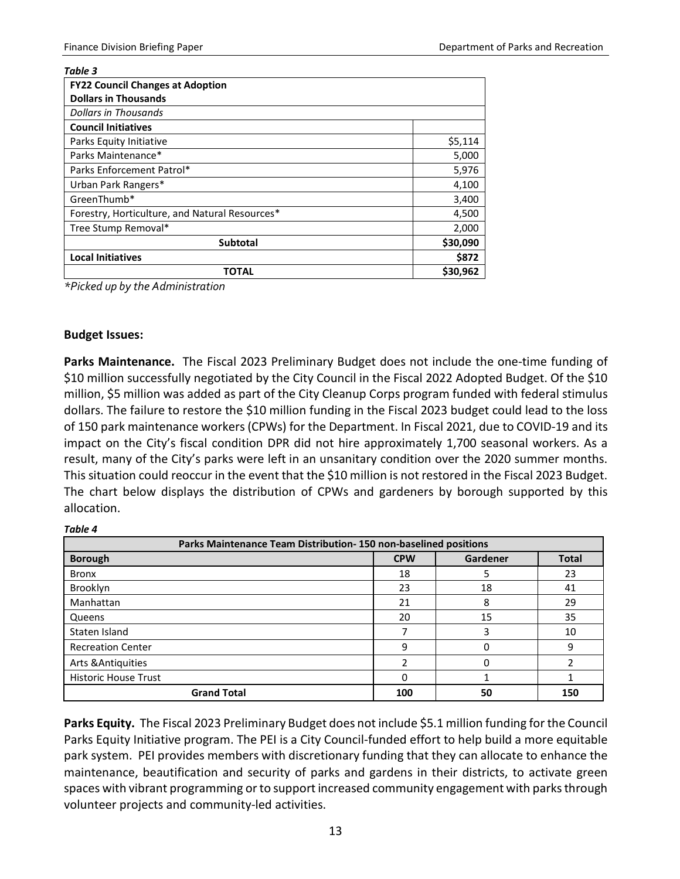*Table 3*

| FY22 Council Changes at Adoption<br>Dollars in Thousands | |
|---|---|
| *Dollars in Thousands* | |
| **Council Initiatives** | |
| Parks Equity Initiative | $5,114 |
| Parks Maintenance* | 5,000 |
| Parks Enforcement Patrol* | 5,976 |
| Urban Park Rangers* | 4,100 |
| GreenThumb* | 3,400 |
| Forestry, Horticulture, and Natural Resources* | 4,500 |
| Tree Stump Removal* | 2,000 |
| **Subtotal** | **$30,090** |
| **Local Initiatives** | **$872** |
| **TOTAL** | **$30,962** |

*\*Picked up by the Administration*

**Budget Issues:**

**Parks Maintenance.** The Fiscal 2023 Preliminary Budget does not include the one-time funding of $10 million successfully negotiated by the City Council in the Fiscal 2022 Adopted Budget. Of the $10 million, $5 million was added as part of the City Cleanup Corps program funded with federal stimulus dollars. The failure to restore the $10 million funding in the Fiscal 2023 budget could lead to the loss of 150 park maintenance workers (CPWs) for the Department. In Fiscal 2021, due to COVID-19 and its impact on the City's fiscal condition DPR did not hire approximately 1,700 seasonal workers. As a result, many of the City's parks were left in an unsanitary condition over the 2020 summer months. This situation could reoccur in the event that the $10 million is not restored in the Fiscal 2023 Budget. The chart below displays the distribution of CPWs and gardeners by borough supported by this allocation.

*Table 4*

| Parks Maintenance Team Distribution- 150 non-baselined positions | | | |
|---|---|---|---|
| **Borough** | **CPW** | **Gardener** | **Total** |
| Bronx | 18 | 5 | 23 |
| Brooklyn | 23 | 18 | 41 |
| Manhattan | 21 | 8 | 29 |
| Queens | 20 | 15 | 35 |
| Staten Island | 7 | 3 | 10 |
| Recreation Center | 9 | 0 | 9 |
| Arts &Antiquities | 2 | 0 | 2 |
| Historic House Trust | 0 | 1 | 1 |
| **Grand Total** | **100** | **50** | **150** |

**Parks Equity.** The Fiscal 2023 Preliminary Budget does not include $5.1 million funding for the Council Parks Equity Initiative program. The PEI is a City Council-funded effort to help build a more equitable park system. PEI provides members with discretionary funding that they can allocate to enhance the maintenance, beautification and security of parks and gardens in their districts, to activate green spaces with vibrant programming or to support increased community engagement with parks through volunteer projects and community-led activities.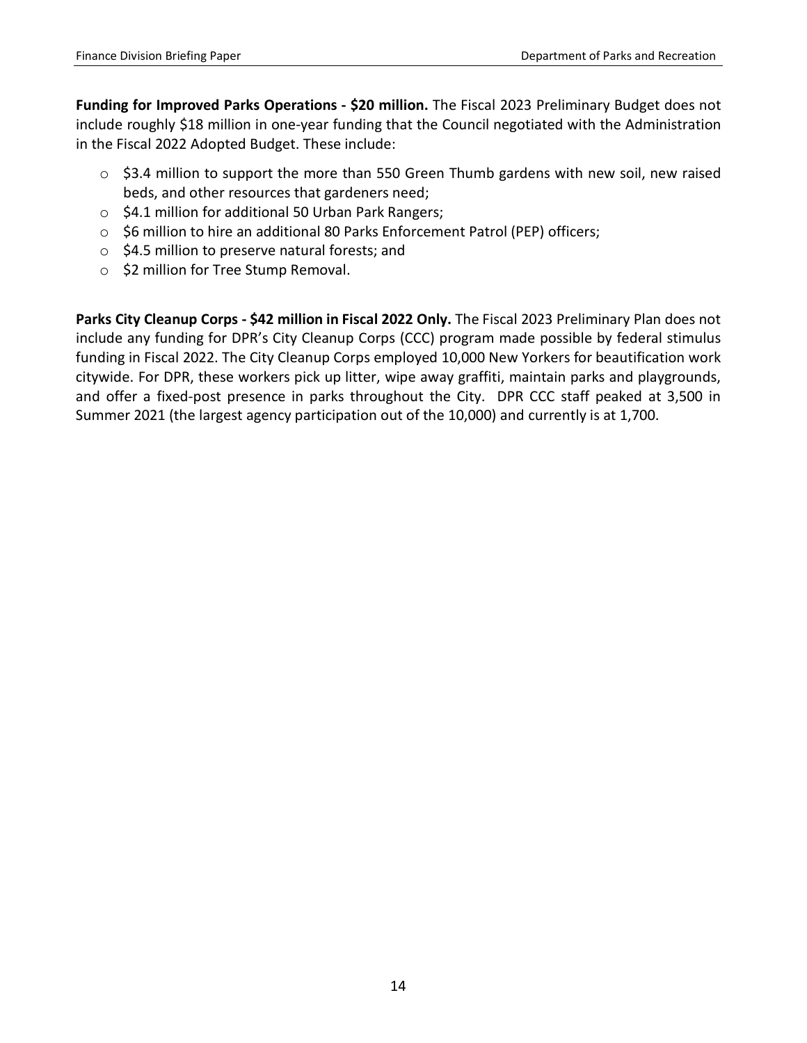**Funding for Improved Parks Operations - $20 million.** The Fiscal 2023 Preliminary Budget does not include roughly $18 million in one-year funding that the Council negotiated with the Administration in the Fiscal 2022 Adopted Budget. These include:

- $3.4 million to support the more than 550 Green Thumb gardens with new soil, new raised beds, and other resources that gardeners need;
- $4.1 million for additional 50 Urban Park Rangers;
- $6 million to hire an additional 80 Parks Enforcement Patrol (PEP) officers;
- $4.5 million to preserve natural forests; and
- $2 million for Tree Stump Removal.

**Parks City Cleanup Corps - $42 million in Fiscal 2022 Only.** The Fiscal 2023 Preliminary Plan does not include any funding for DPR's City Cleanup Corps (CCC) program made possible by federal stimulus funding in Fiscal 2022. The City Cleanup Corps employed 10,000 New Yorkers for beautification work citywide. For DPR, these workers pick up litter, wipe away graffiti, maintain parks and playgrounds, and offer a fixed-post presence in parks throughout the City. DPR CCC staff peaked at 3,500 in Summer 2021 (the largest agency participation out of the 10,000) and currently is at 1,700.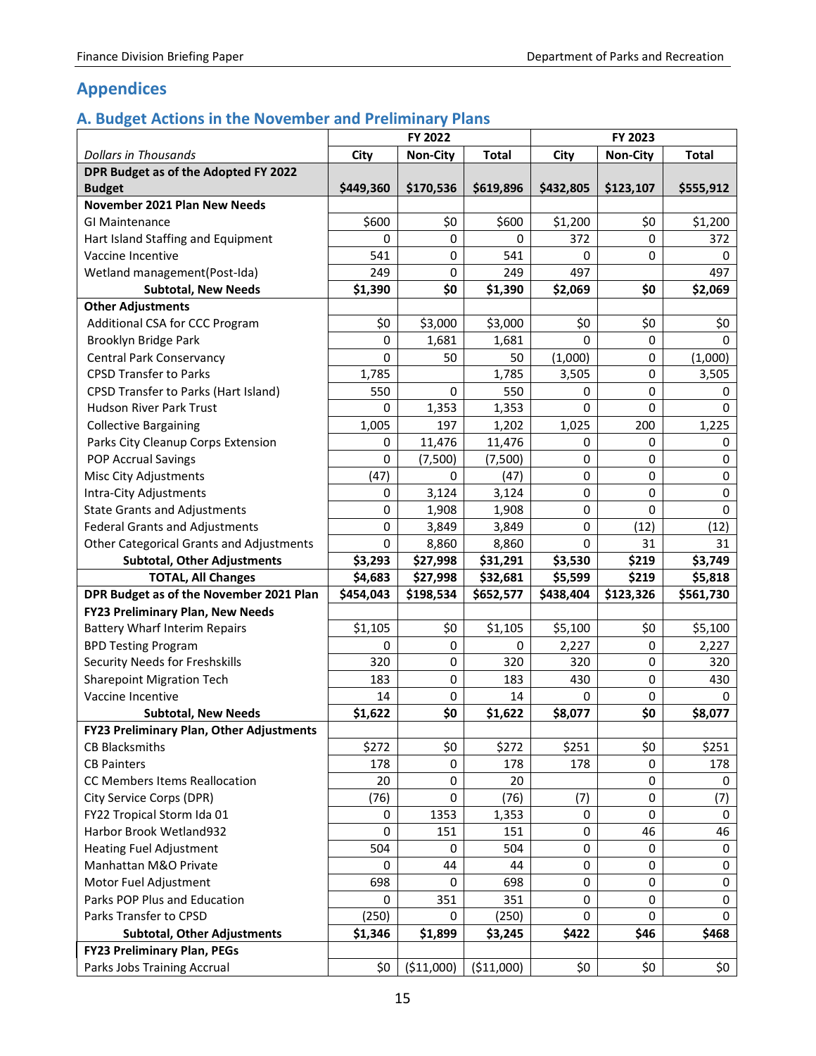## Appendices

### A. Budget Actions in the November and Preliminary Plans

| | FY 2022 | | | FY 2023 | | |
|---|---|---|---|---|---|---|
| *Dollars in Thousands* | City | Non-City | Total | City | Non-City | Total |
| **DPR Budget as of the Adopted FY 2022 Budget** | **$449,360** | **$170,536** | **$619,896** | **$432,805** | **$123,107** | **$555,912** |
| **November 2021 Plan New Needs** | | | | | | |
| GI Maintenance | $600 | $0 | $600 | $1,200 | $0 | $1,200 |
| Hart Island Staffing and Equipment | 0 | 0 | 0 | 372 | 0 | 372 |
| Vaccine Incentive | 541 | 0 | 541 | 0 | 0 | 0 |
| Wetland management(Post-Ida) | 249 | 0 | 249 | 497 | | 497 |
| **Subtotal, New Needs** | **$1,390** | **$0** | **$1,390** | **$2,069** | **$0** | **$2,069** |
| **Other Adjustments** | | | | | | |
| Additional CSA for CCC Program | $0 | $3,000 | $3,000 | $0 | $0 | $0 |
| Brooklyn Bridge Park | 0 | 1,681 | 1,681 | 0 | 0 | 0 |
| Central Park Conservancy | 0 | 50 | 50 | (1,000) | 0 | (1,000) |
| CPSD Transfer to Parks | 1,785 | | 1,785 | 3,505 | 0 | 3,505 |
| CPSD Transfer to Parks (Hart Island) | 550 | 0 | 550 | 0 | 0 | 0 |
| Hudson River Park Trust | 0 | 1,353 | 1,353 | 0 | 0 | 0 |
| Collective Bargaining | 1,005 | 197 | 1,202 | 1,025 | 200 | 1,225 |
| Parks City Cleanup Corps Extension | 0 | 11,476 | 11,476 | 0 | 0 | 0 |
| POP Accrual Savings | 0 | (7,500) | (7,500) | 0 | 0 | 0 |
| Misc City Adjustments | (47) | 0 | (47) | 0 | 0 | 0 |
| Intra-City Adjustments | 0 | 3,124 | 3,124 | 0 | 0 | 0 |
| State Grants and Adjustments | 0 | 1,908 | 1,908 | 0 | 0 | 0 |
| Federal Grants and Adjustments | 0 | 3,849 | 3,849 | 0 | (12) | (12) |
| Other Categorical Grants and Adjustments | 0 | 8,860 | 8,860 | 0 | 31 | 31 |
| **Subtotal, Other Adjustments** | **$3,293** | **$27,998** | **$31,291** | **$3,530** | **$219** | **$3,749** |
| **TOTAL, All Changes** | **$4,683** | **$27,998** | **$32,681** | **$5,599** | **$219** | **$5,818** |
| **DPR Budget as of the November 2021 Plan** | **$454,043** | **$198,534** | **$652,577** | **$438,404** | **$123,326** | **$561,730** |
| **FY23 Preliminary Plan, New Needs** | | | | | | |
| Battery Wharf Interim Repairs | $1,105 | $0 | $1,105 | $5,100 | $0 | $5,100 |
| BPD Testing Program | 0 | 0 | 0 | 2,227 | 0 | 2,227 |
| Security Needs for Freshskills | 320 | 0 | 320 | 320 | 0 | 320 |
| Sharepoint Migration Tech | 183 | 0 | 183 | 430 | 0 | 430 |
| Vaccine Incentive | 14 | 0 | 14 | 0 | 0 | 0 |
| **Subtotal, New Needs** | **$1,622** | **$0** | **$1,622** | **$8,077** | **$0** | **$8,077** |
| **FY23 Preliminary Plan, Other Adjustments** | | | | | | |
| CB Blacksmiths | $272 | $0 | $272 | $251 | $0 | $251 |
| CB Painters | 178 | 0 | 178 | 178 | 0 | 178 |
| CC Members Items Reallocation | 20 | 0 | 20 | | 0 | 0 |
| City Service Corps (DPR) | (76) | 0 | (76) | (7) | 0 | (7) |
| FY22 Tropical Storm Ida 01 | 0 | 1353 | 1,353 | 0 | 0 | 0 |
| Harbor Brook Wetland932 | 0 | 151 | 151 | 0 | 46 | 46 |
| Heating Fuel Adjustment | 504 | 0 | 504 | 0 | 0 | 0 |
| Manhattan M&O Private | 0 | 44 | 44 | 0 | 0 | 0 |
| Motor Fuel Adjustment | 698 | 0 | 698 | 0 | 0 | 0 |
| Parks POP Plus and Education | 0 | 351 | 351 | 0 | 0 | 0 |
| Parks Transfer to CPSD | (250) | 0 | (250) | 0 | 0 | 0 |
| **Subtotal, Other Adjustments** | **$1,346** | **$1,899** | **$3,245** | **$422** | **$46** | **$468** |
| **FY23 Preliminary Plan, PEGs** | | | | | | |
| Parks Jobs Training Accrual | $0 | ($11,000) | ($11,000) | $0 | $0 | $0 |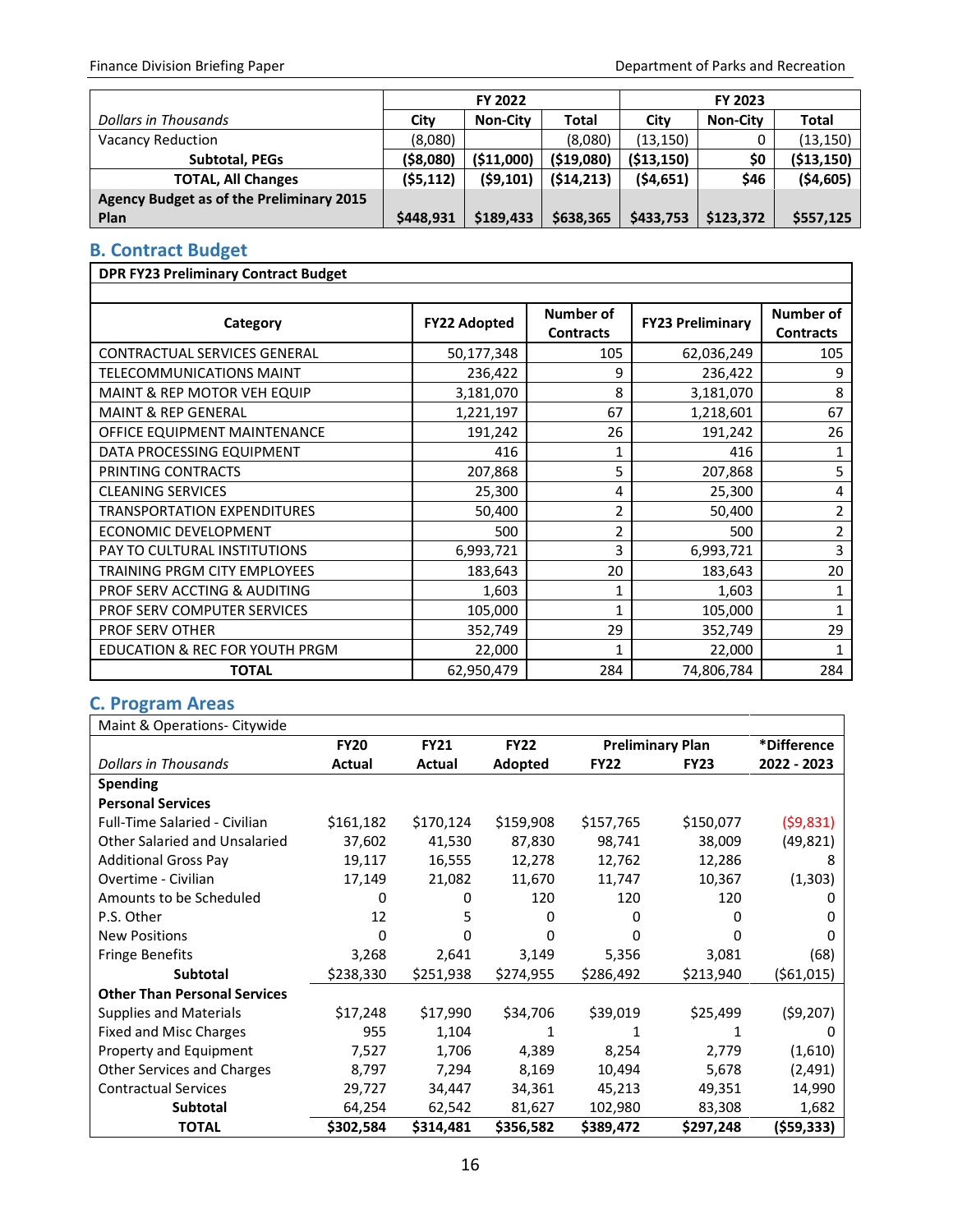| Dollars in Thousands | FY 2022 | | | FY 2023 | | |
|---|---|---|---|---|---|---|
| | City | Non-City | Total | City | Non-City | Total |
| Vacancy Reduction | (8,080) | | (8,080) | (13,150) | 0 | (13,150) |
| **Subtotal, PEGs** | **($8,080)** | **($11,000)** | **($19,080)** | **($13,150)** | **$0** | **($13,150)** |
| **TOTAL, All Changes** | **($5,112)** | **($9,101)** | **($14,213)** | **($4,651)** | **$46** | **($4,605)** |
| **Agency Budget as of the Preliminary 2015 Plan** | **$448,931** | **$189,433** | **$638,365** | **$433,753** | **$123,372** | **$557,125** |

## B. Contract Budget

**DPR FY23 Preliminary Contract Budget**

| Category | FY22 Adopted | Number of Contracts | FY23 Preliminary | Number of Contracts |
|---|---|---|---|---|
| CONTRACTUAL SERVICES GENERAL | 50,177,348 | 105 | 62,036,249 | 105 |
| TELECOMMUNICATIONS MAINT | 236,422 | 9 | 236,422 | 9 |
| MAINT & REP MOTOR VEH EQUIP | 3,181,070 | 8 | 3,181,070 | 8 |
| MAINT & REP GENERAL | 1,221,197 | 67 | 1,218,601 | 67 |
| OFFICE EQUIPMENT MAINTENANCE | 191,242 | 26 | 191,242 | 26 |
| DATA PROCESSING EQUIPMENT | 416 | 1 | 416 | 1 |
| PRINTING CONTRACTS | 207,868 | 5 | 207,868 | 5 |
| CLEANING SERVICES | 25,300 | 4 | 25,300 | 4 |
| TRANSPORTATION EXPENDITURES | 50,400 | 2 | 50,400 | 2 |
| ECONOMIC DEVELOPMENT | 500 | 2 | 500 | 2 |
| PAY TO CULTURAL INSTITUTIONS | 6,993,721 | 3 | 6,993,721 | 3 |
| TRAINING PRGM CITY EMPLOYEES | 183,643 | 20 | 183,643 | 20 |
| PROF SERV ACCTING & AUDITING | 1,603 | 1 | 1,603 | 1 |
| PROF SERV COMPUTER SERVICES | 105,000 | 1 | 105,000 | 1 |
| PROF SERV OTHER | 352,749 | 29 | 352,749 | 29 |
| EDUCATION & REC FOR YOUTH PRGM | 22,000 | 1 | 22,000 | 1 |
| **TOTAL** | 62,950,479 | 284 | 74,806,784 | 284 |

## C. Program Areas

| Maint & Operations- Citywide | | | | | | |
|---|---|---|---|---|---|---|
| *Dollars in Thousands* | FY20 Actual | FY21 Actual | FY22 Adopted | Preliminary Plan FY22 | Preliminary Plan FY23 | *Difference 2022 - 2023 |
| **Spending** | | | | | | |
| **Personal Services** | | | | | | |
| Full-Time Salaried - Civilian | $161,182 | $170,124 | $159,908 | $157,765 | $150,077 | ($9,831) |
| Other Salaried and Unsalaried | 37,602 | 41,530 | 87,830 | 98,741 | 38,009 | (49,821) |
| Additional Gross Pay | 19,117 | 16,555 | 12,278 | 12,762 | 12,286 | 8 |
| Overtime - Civilian | 17,149 | 21,082 | 11,670 | 11,747 | 10,367 | (1,303) |
| Amounts to be Scheduled | 0 | 0 | 120 | 120 | 120 | 0 |
| P.S. Other | 12 | 5 | 0 | 0 | 0 | 0 |
| New Positions | 0 | 0 | 0 | 0 | 0 | 0 |
| Fringe Benefits | 3,268 | 2,641 | 3,149 | 5,356 | 3,081 | (68) |
| **Subtotal** | $238,330 | $251,938 | $274,955 | $286,492 | $213,940 | ($61,015) |
| **Other Than Personal Services** | | | | | | |
| Supplies and Materials | $17,248 | $17,990 | $34,706 | $39,019 | $25,499 | ($9,207) |
| Fixed and Misc Charges | 955 | 1,104 | 1 | 1 | 1 | 0 |
| Property and Equipment | 7,527 | 1,706 | 4,389 | 8,254 | 2,779 | (1,610) |
| Other Services and Charges | 8,797 | 7,294 | 8,169 | 10,494 | 5,678 | (2,491) |
| Contractual Services | 29,727 | 34,447 | 34,361 | 45,213 | 49,351 | 14,990 |
| **Subtotal** | 64,254 | 62,542 | 81,627 | 102,980 | 83,308 | 1,682 |
| **TOTAL** | **$302,584** | **$314,481** | **$356,582** | **$389,472** | **$297,248** | **($59,333)** |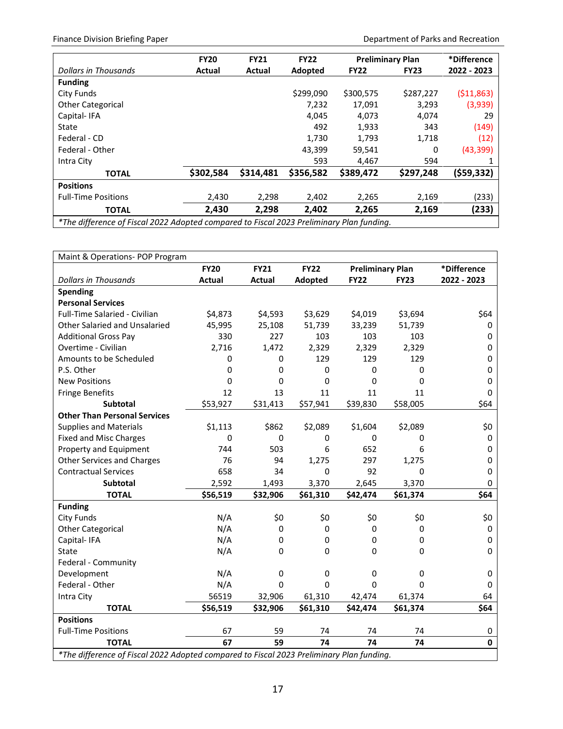| Dollars in Thousands | FY20 Actual | FY21 Actual | FY22 Adopted | Preliminary Plan FY22 | Preliminary Plan FY23 | *Difference 2022 - 2023 |
|---|---|---|---|---|---|---|
| **Funding** | | | | | | |
| City Funds | | | $299,090 | $300,575 | $287,227 | ($11,863) |
| Other Categorical | | | 7,232 | 17,091 | 3,293 | (3,939) |
| Capital- IFA | | | 4,045 | 4,073 | 4,074 | 29 |
| State | | | 492 | 1,933 | 343 | (149) |
| Federal - CD | | | 1,730 | 1,793 | 1,718 | (12) |
| Federal - Other | | | 43,399 | 59,541 | 0 | (43,399) |
| Intra City | | | 593 | 4,467 | 594 | 1 |
| **TOTAL** | **$302,584** | **$314,481** | **$356,582** | **$389,472** | **$297,248** | **($59,332)** |
| **Positions** | | | | | | |
| Full-Time Positions | 2,430 | 2,298 | 2,402 | 2,265 | 2,169 | (233) |
| **TOTAL** | **2,430** | **2,298** | **2,402** | **2,265** | **2,169** | **(233)** |

*The difference of Fiscal 2022 Adopted compared to Fiscal 2023 Preliminary Plan funding.

Maint & Operations- POP Program

| Dollars in Thousands | FY20 Actual | FY21 Actual | FY22 Adopted | Preliminary Plan FY22 | Preliminary Plan FY23 | *Difference 2022 - 2023 |
|---|---|---|---|---|---|---|
| **Spending** | | | | | | |
| **Personal Services** | | | | | | |
| Full-Time Salaried - Civilian | $4,873 | $4,593 | $3,629 | $4,019 | $3,694 | $64 |
| Other Salaried and Unsalaried | 45,995 | 25,108 | 51,739 | 33,239 | 51,739 | 0 |
| Additional Gross Pay | 330 | 227 | 103 | 103 | 103 | 0 |
| Overtime - Civilian | 2,716 | 1,472 | 2,329 | 2,329 | 2,329 | 0 |
| Amounts to be Scheduled | 0 | 0 | 129 | 129 | 129 | 0 |
| P.S. Other | 0 | 0 | 0 | 0 | 0 | 0 |
| New Positions | 0 | 0 | 0 | 0 | 0 | 0 |
| Fringe Benefits | 12 | 13 | 11 | 11 | 11 | 0 |
| **Subtotal** | $53,927 | $31,413 | $57,941 | $39,830 | $58,005 | $64 |
| **Other Than Personal Services** | | | | | | |
| Supplies and Materials | $1,113 | $862 | $2,089 | $1,604 | $2,089 | $0 |
| Fixed and Misc Charges | 0 | 0 | 0 | 0 | 0 | 0 |
| Property and Equipment | 744 | 503 | 6 | 652 | 6 | 0 |
| Other Services and Charges | 76 | 94 | 1,275 | 297 | 1,275 | 0 |
| Contractual Services | 658 | 34 | 0 | 92 | 0 | 0 |
| **Subtotal** | 2,592 | 1,493 | 3,370 | 2,645 | 3,370 | 0 |
| **TOTAL** | **$56,519** | **$32,906** | **$61,310** | **$42,474** | **$61,374** | **$64** |
| **Funding** | | | | | | |
| City Funds | N/A | $0 | $0 | $0 | $0 | $0 |
| Other Categorical | N/A | 0 | 0 | 0 | 0 | 0 |
| Capital- IFA | N/A | 0 | 0 | 0 | 0 | 0 |
| State | N/A | 0 | 0 | 0 | 0 | 0 |
| Federal - Community Development | N/A | 0 | 0 | 0 | 0 | 0 |
| Federal - Other | N/A | 0 | 0 | 0 | 0 | 0 |
| Intra City | 56519 | 32,906 | 61,310 | 42,474 | 61,374 | 64 |
| **TOTAL** | **$56,519** | **$32,906** | **$61,310** | **$42,474** | **$61,374** | **$64** |
| **Positions** | | | | | | |
| Full-Time Positions | 67 | 59 | 74 | 74 | 74 | 0 |
| **TOTAL** | **67** | **59** | **74** | **74** | **74** | **0** |

*The difference of Fiscal 2022 Adopted compared to Fiscal 2023 Preliminary Plan funding.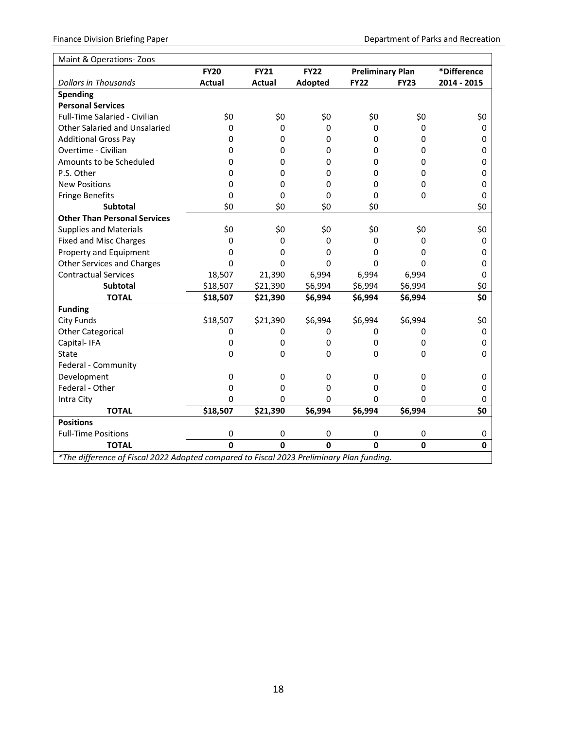| Maint & Operations- Zoos | | | | | | |
|---|---|---|---|---|---|---|
| | **FY20** | **FY21** | **FY22** | **Preliminary Plan** | | ***Difference** |
| *Dollars in Thousands* | **Actual** | **Actual** | **Adopted** | **FY22** | **FY23** | **2014 - 2015** |
| **Spending** | | | | | | |
| **Personal Services** | | | | | | |
| Full-Time Salaried - Civilian | $0 | $0 | $0 | $0 | $0 | $0 |
| Other Salaried and Unsalaried | 0 | 0 | 0 | 0 | 0 | 0 |
| Additional Gross Pay | 0 | 0 | 0 | 0 | 0 | 0 |
| Overtime - Civilian | 0 | 0 | 0 | 0 | 0 | 0 |
| Amounts to be Scheduled | 0 | 0 | 0 | 0 | 0 | 0 |
| P.S. Other | 0 | 0 | 0 | 0 | 0 | 0 |
| New Positions | 0 | 0 | 0 | 0 | 0 | 0 |
| Fringe Benefits | 0 | 0 | 0 | 0 | 0 | 0 |
| **Subtotal** | $0 | $0 | $0 | $0 | | $0 |
| **Other Than Personal Services** | | | | | | |
| Supplies and Materials | $0 | $0 | $0 | $0 | $0 | $0 |
| Fixed and Misc Charges | 0 | 0 | 0 | 0 | 0 | 0 |
| Property and Equipment | 0 | 0 | 0 | 0 | 0 | 0 |
| Other Services and Charges | 0 | 0 | 0 | 0 | 0 | 0 |
| Contractual Services | 18,507 | 21,390 | 6,994 | 6,994 | 6,994 | 0 |
| **Subtotal** | $18,507 | $21,390 | $6,994 | $6,994 | $6,994 | $0 |
| **TOTAL** | **$18,507** | **$21,390** | **$6,994** | **$6,994** | **$6,994** | **$0** |
| **Funding** | | | | | | |
| City Funds | $18,507 | $21,390 | $6,994 | $6,994 | $6,994 | $0 |
| Other Categorical | 0 | 0 | 0 | 0 | 0 | 0 |
| Capital- IFA | 0 | 0 | 0 | 0 | 0 | 0 |
| State | 0 | 0 | 0 | 0 | 0 | 0 |
| Federal - Community Development | 0 | 0 | 0 | 0 | 0 | 0 |
| Federal - Other | 0 | 0 | 0 | 0 | 0 | 0 |
| Intra City | 0 | 0 | 0 | 0 | 0 | 0 |
| **TOTAL** | **$18,507** | **$21,390** | **$6,994** | **$6,994** | **$6,994** | **$0** |
| **Positions** | | | | | | |
| Full-Time Positions | 0 | 0 | 0 | 0 | 0 | 0 |
| **TOTAL** | **0** | **0** | **0** | **0** | **0** | **0** |

*\*The difference of Fiscal 2022 Adopted compared to Fiscal 2023 Preliminary Plan funding.*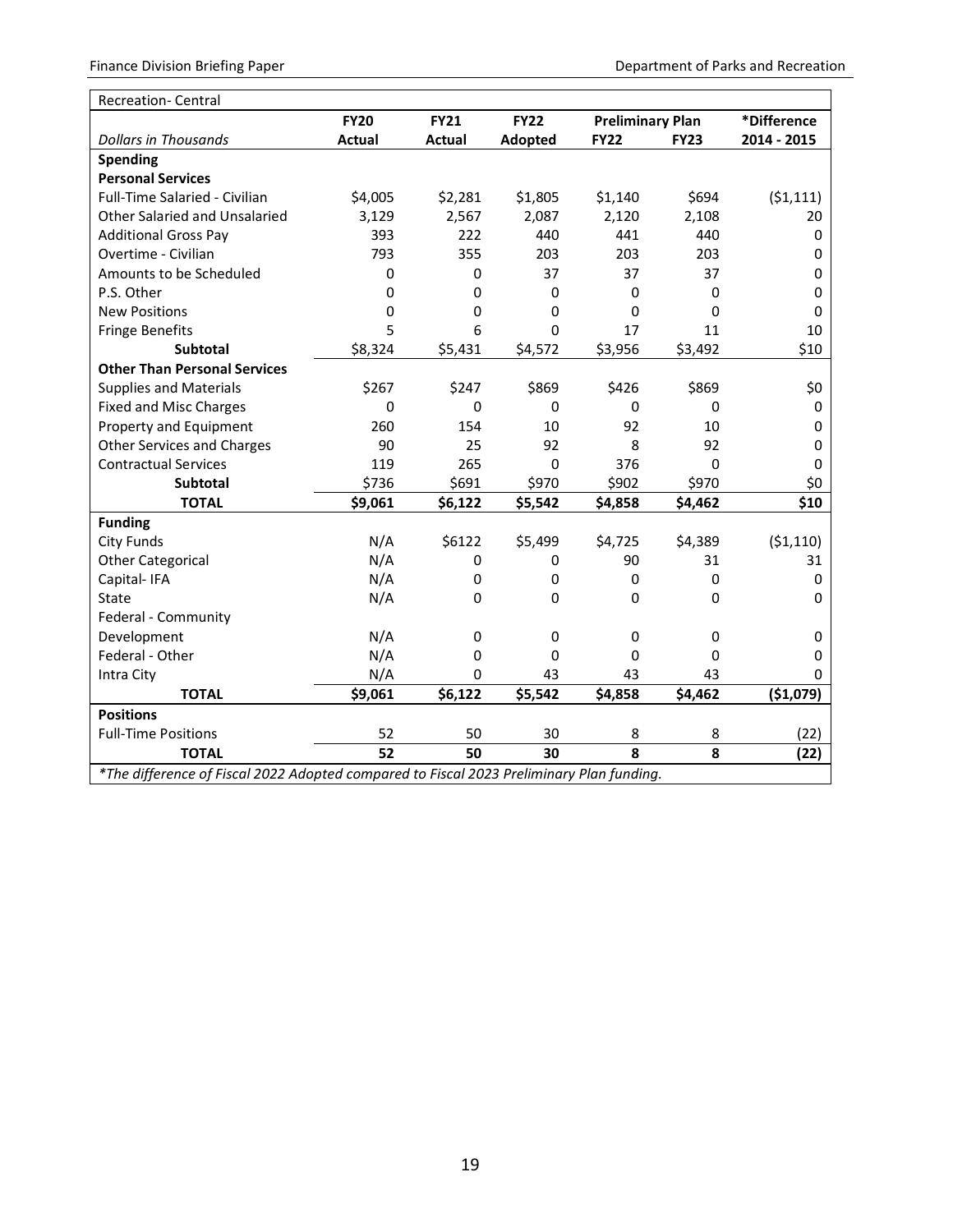| Recreation- Central | | | | | | |
|---|---|---|---|---|---|---|
| | **FY20** | **FY21** | **FY22** | **Preliminary Plan** | | ***Difference** |
| *Dollars in Thousands* | **Actual** | **Actual** | **Adopted** | **FY22** | **FY23** | **2014 - 2015** |
| **Spending** | | | | | | |
| **Personal Services** | | | | | | |
| Full-Time Salaried - Civilian | $4,005 | $2,281 | $1,805 | $1,140 | $694 | ($1,111) |
| Other Salaried and Unsalaried | 3,129 | 2,567 | 2,087 | 2,120 | 2,108 | 20 |
| Additional Gross Pay | 393 | 222 | 440 | 441 | 440 | 0 |
| Overtime - Civilian | 793 | 355 | 203 | 203 | 203 | 0 |
| Amounts to be Scheduled | 0 | 0 | 37 | 37 | 37 | 0 |
| P.S. Other | 0 | 0 | 0 | 0 | 0 | 0 |
| New Positions | 0 | 0 | 0 | 0 | 0 | 0 |
| Fringe Benefits | 5 | 6 | 0 | 17 | 11 | 10 |
| **Subtotal** | $8,324 | $5,431 | $4,572 | $3,956 | $3,492 | $10 |
| **Other Than Personal Services** | | | | | | |
| Supplies and Materials | $267 | $247 | $869 | $426 | $869 | $0 |
| Fixed and Misc Charges | 0 | 0 | 0 | 0 | 0 | 0 |
| Property and Equipment | 260 | 154 | 10 | 92 | 10 | 0 |
| Other Services and Charges | 90 | 25 | 92 | 8 | 92 | 0 |
| Contractual Services | 119 | 265 | 0 | 376 | 0 | 0 |
| **Subtotal** | $736 | $691 | $970 | $902 | $970 | $0 |
| **TOTAL** | **$9,061** | **$6,122** | **$5,542** | **$4,858** | **$4,462** | **$10** |
| **Funding** | | | | | | |
| City Funds | N/A | $6122 | $5,499 | $4,725 | $4,389 | ($1,110) |
| Other Categorical | N/A | 0 | 0 | 90 | 31 | 31 |
| Capital- IFA | N/A | 0 | 0 | 0 | 0 | 0 |
| State | N/A | 0 | 0 | 0 | 0 | 0 |
| Federal - Community Development | N/A | 0 | 0 | 0 | 0 | 0 |
| Federal - Other | N/A | 0 | 0 | 0 | 0 | 0 |
| Intra City | N/A | 0 | 43 | 43 | 43 | 0 |
| **TOTAL** | **$9,061** | **$6,122** | **$5,542** | **$4,858** | **$4,462** | **($1,079)** |
| **Positions** | | | | | | |
| Full-Time Positions | 52 | 50 | 30 | 8 | 8 | (22) |
| **TOTAL** | **52** | **50** | **30** | **8** | **8** | **(22)** |

*\*The difference of Fiscal 2022 Adopted compared to Fiscal 2023 Preliminary Plan funding.*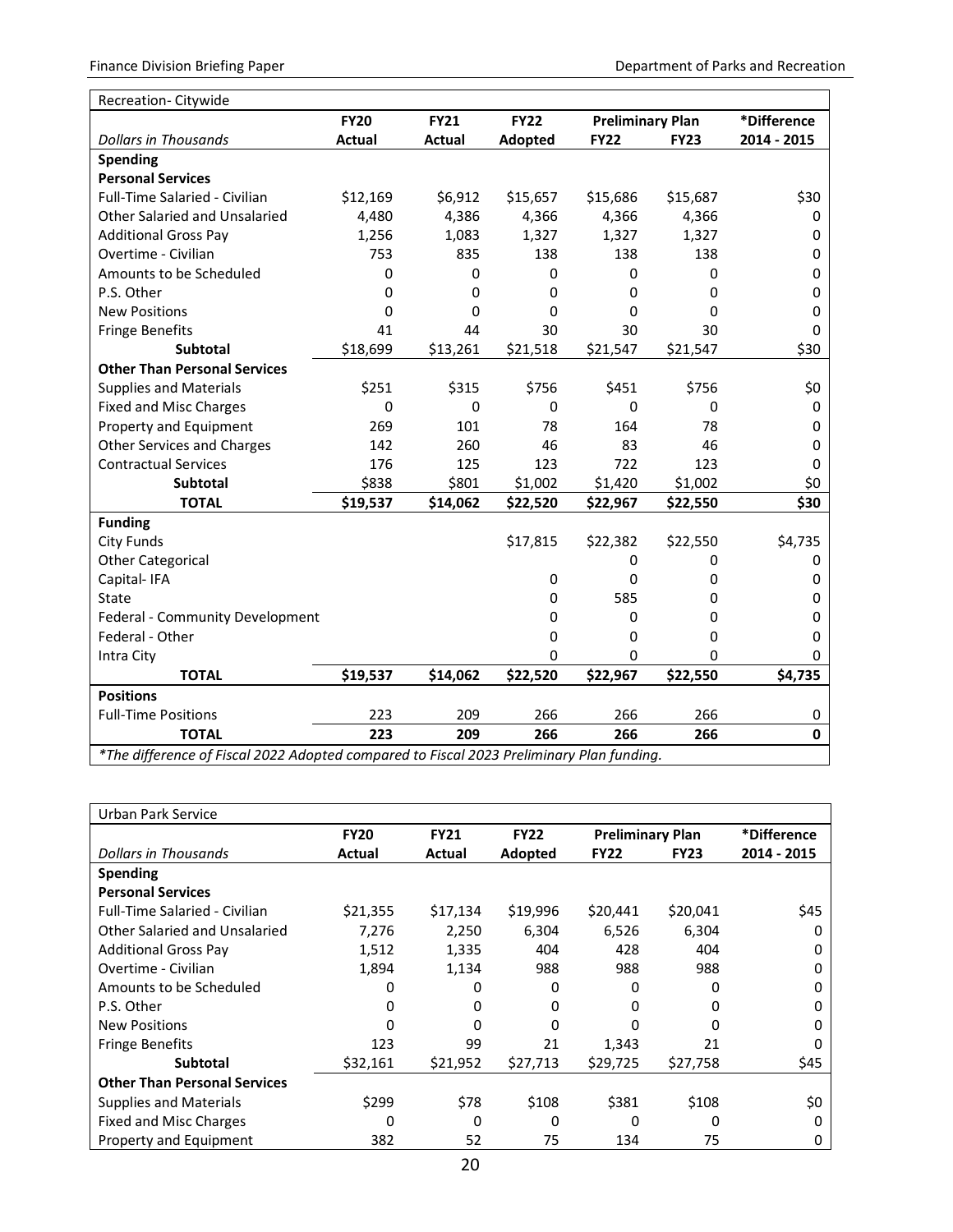| Recreation- Citywide | | | | | | |
|---|---|---|---|---|---|---|
| | **FY20** | **FY21** | **FY22** | **Preliminary Plan** | | ***Difference** |
| *Dollars in Thousands* | **Actual** | **Actual** | **Adopted** | **FY22** | **FY23** | **2014 - 2015** |
| **Spending** | | | | | | |
| **Personal Services** | | | | | | |
| Full-Time Salaried - Civilian | $12,169 | $6,912 | $15,657 | $15,686 | $15,687 | $30 |
| Other Salaried and Unsalaried | 4,480 | 4,386 | 4,366 | 4,366 | 4,366 | 0 |
| Additional Gross Pay | 1,256 | 1,083 | 1,327 | 1,327 | 1,327 | 0 |
| Overtime - Civilian | 753 | 835 | 138 | 138 | 138 | 0 |
| Amounts to be Scheduled | 0 | 0 | 0 | 0 | 0 | 0 |
| P.S. Other | 0 | 0 | 0 | 0 | 0 | 0 |
| New Positions | 0 | 0 | 0 | 0 | 0 | 0 |
| Fringe Benefits | 41 | 44 | 30 | 30 | 30 | 0 |
| **Subtotal** | $18,699 | $13,261 | $21,518 | $21,547 | $21,547 | $30 |
| **Other Than Personal Services** | | | | | | |
| Supplies and Materials | $251 | $315 | $756 | $451 | $756 | $0 |
| Fixed and Misc Charges | 0 | 0 | 0 | 0 | 0 | 0 |
| Property and Equipment | 269 | 101 | 78 | 164 | 78 | 0 |
| Other Services and Charges | 142 | 260 | 46 | 83 | 46 | 0 |
| Contractual Services | 176 | 125 | 123 | 722 | 123 | 0 |
| **Subtotal** | $838 | $801 | $1,002 | $1,420 | $1,002 | $0 |
| **TOTAL** | **$19,537** | **$14,062** | **$22,520** | **$22,967** | **$22,550** | **$30** |
| **Funding** | | | | | | |
| City Funds | | | $17,815 | $22,382 | $22,550 | $4,735 |
| Other Categorical | | | | 0 | 0 | 0 |
| Capital- IFA | | | 0 | 0 | 0 | 0 |
| State | | | 0 | 585 | 0 | 0 |
| Federal - Community Development | | | 0 | 0 | 0 | 0 |
| Federal - Other | | | 0 | 0 | 0 | 0 |
| Intra City | | | 0 | 0 | 0 | 0 |
| **TOTAL** | **$19,537** | **$14,062** | **$22,520** | **$22,967** | **$22,550** | **$4,735** |
| **Positions** | | | | | | |
| Full-Time Positions | 223 | 209 | 266 | 266 | 266 | 0 |
| **TOTAL** | **223** | **209** | **266** | **266** | **266** | **0** |

*\*The difference of Fiscal 2022 Adopted compared to Fiscal 2023 Preliminary Plan funding.*

| Urban Park Service | | | | | | |
|---|---|---|---|---|---|---|
| | **FY20** | **FY21** | **FY22** | **Preliminary Plan** | | ***Difference** |
| *Dollars in Thousands* | **Actual** | **Actual** | **Adopted** | **FY22** | **FY23** | **2014 - 2015** |
| **Spending** | | | | | | |
| **Personal Services** | | | | | | |
| Full-Time Salaried - Civilian | $21,355 | $17,134 | $19,996 | $20,441 | $20,041 | $45 |
| Other Salaried and Unsalaried | 7,276 | 2,250 | 6,304 | 6,526 | 6,304 | 0 |
| Additional Gross Pay | 1,512 | 1,335 | 404 | 428 | 404 | 0 |
| Overtime - Civilian | 1,894 | 1,134 | 988 | 988 | 988 | 0 |
| Amounts to be Scheduled | 0 | 0 | 0 | 0 | 0 | 0 |
| P.S. Other | 0 | 0 | 0 | 0 | 0 | 0 |
| New Positions | 0 | 0 | 0 | 0 | 0 | 0 |
| Fringe Benefits | 123 | 99 | 21 | 1,343 | 21 | 0 |
| **Subtotal** | $32,161 | $21,952 | $27,713 | $29,725 | $27,758 | $45 |
| **Other Than Personal Services** | | | | | | |
| Supplies and Materials | $299 | $78 | $108 | $381 | $108 | $0 |
| Fixed and Misc Charges | 0 | 0 | 0 | 0 | 0 | 0 |
| Property and Equipment | 382 | 52 | 75 | 134 | 75 | 0 |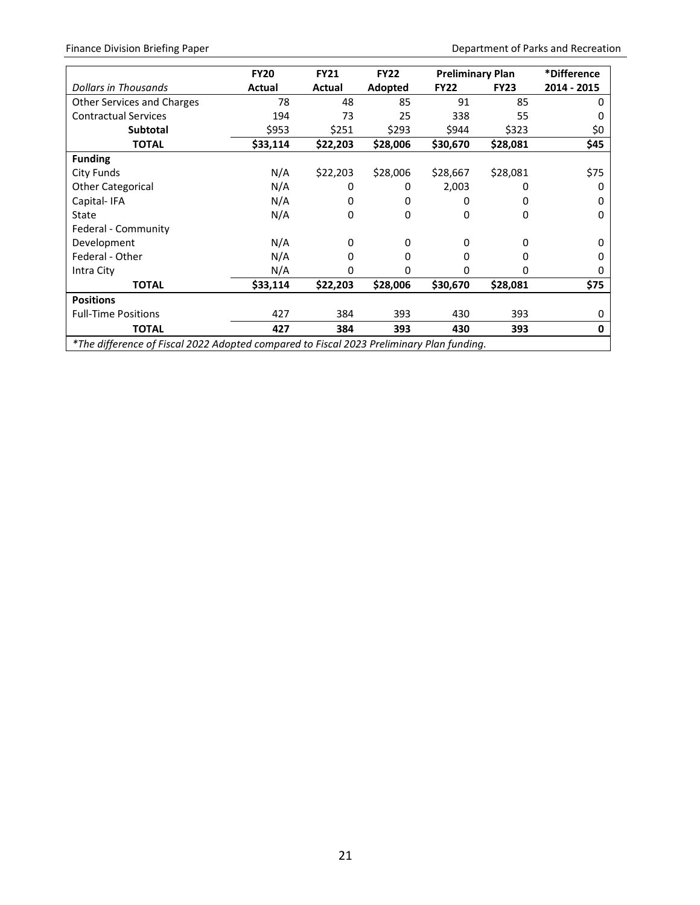| Dollars in Thousands | FY20 Actual | FY21 Actual | FY22 Adopted | Preliminary Plan FY22 | Preliminary Plan FY23 | *Difference 2014 - 2015 |
|---|---|---|---|---|---|---|
| Other Services and Charges | 78 | 48 | 85 | 91 | 85 | 0 |
| Contractual Services | 194 | 73 | 25 | 338 | 55 | 0 |
| **Subtotal** | **$953** | **$251** | **$293** | **$944** | **$323** | **$0** |
| **TOTAL** | **$33,114** | **$22,203** | **$28,006** | **$30,670** | **$28,081** | **$45** |
| **Funding** | | | | | | |
| City Funds | N/A | $22,203 | $28,006 | $28,667 | $28,081 | $75 |
| Other Categorical | N/A | 0 | 0 | 2,003 | 0 | 0 |
| Capital- IFA | N/A | 0 | 0 | 0 | 0 | 0 |
| State | N/A | 0 | 0 | 0 | 0 | 0 |
| Federal - Community Development | N/A | 0 | 0 | 0 | 0 | 0 |
| Federal - Other | N/A | 0 | 0 | 0 | 0 | 0 |
| Intra City | N/A | 0 | 0 | 0 | 0 | 0 |
| **TOTAL** | **$33,114** | **$22,203** | **$28,006** | **$30,670** | **$28,081** | **$75** |
| **Positions** | | | | | | |
| Full-Time Positions | 427 | 384 | 393 | 430 | 393 | 0 |
| **TOTAL** | **427** | **384** | **393** | **430** | **393** | **0** |

*\*The difference of Fiscal 2022 Adopted compared to Fiscal 2023 Preliminary Plan funding.*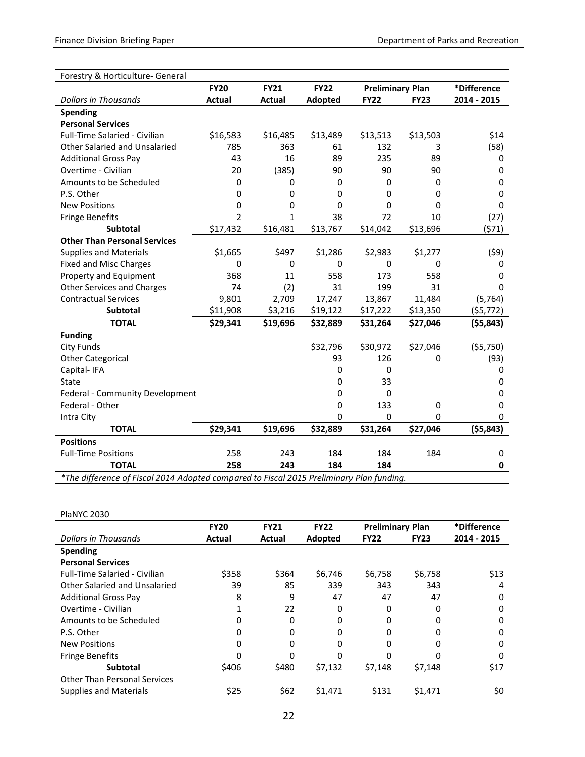| Forestry & Horticulture- General | | | | | | |
|---|---|---|---|---|---|---|
| | **FY20** | **FY21** | **FY22** | **Preliminary Plan** | | ***Difference** |
| *Dollars in Thousands* | **Actual** | **Actual** | **Adopted** | **FY22** | **FY23** | **2014 - 2015** |
| **Spending** | | | | | | |
| **Personal Services** | | | | | | |
| Full-Time Salaried - Civilian | $16,583 | $16,485 | $13,489 | $13,513 | $13,503 | $14 |
| Other Salaried and Unsalaried | 785 | 363 | 61 | 132 | 3 | (58) |
| Additional Gross Pay | 43 | 16 | 89 | 235 | 89 | 0 |
| Overtime - Civilian | 20 | (385) | 90 | 90 | 90 | 0 |
| Amounts to be Scheduled | 0 | 0 | 0 | 0 | 0 | 0 |
| P.S. Other | 0 | 0 | 0 | 0 | 0 | 0 |
| New Positions | 0 | 0 | 0 | 0 | 0 | 0 |
| Fringe Benefits | 2 | 1 | 38 | 72 | 10 | (27) |
| **Subtotal** | $17,432 | $16,481 | $13,767 | $14,042 | $13,696 | ($71) |
| **Other Than Personal Services** | | | | | | |
| Supplies and Materials | $1,665 | $497 | $1,286 | $2,983 | $1,277 | ($9) |
| Fixed and Misc Charges | 0 | 0 | 0 | 0 | 0 | 0 |
| Property and Equipment | 368 | 11 | 558 | 173 | 558 | 0 |
| Other Services and Charges | 74 | (2) | 31 | 199 | 31 | 0 |
| Contractual Services | 9,801 | 2,709 | 17,247 | 13,867 | 11,484 | (5,764) |
| **Subtotal** | $11,908 | $3,216 | $19,122 | $17,222 | $13,350 | ($5,772) |
| **TOTAL** | **$29,341** | **$19,696** | **$32,889** | **$31,264** | **$27,046** | **($5,843)** |
| **Funding** | | | | | | |
| City Funds | | | $32,796 | $30,972 | $27,046 | ($5,750) |
| Other Categorical | | | 93 | 126 | 0 | (93) |
| Capital- IFA | | | 0 | 0 | | 0 |
| State | | | 0 | 33 | | 0 |
| Federal - Community Development | | | 0 | 0 | | 0 |
| Federal - Other | | | 0 | 133 | 0 | 0 |
| Intra City | | | 0 | 0 | 0 | 0 |
| **TOTAL** | **$29,341** | **$19,696** | **$32,889** | **$31,264** | **$27,046** | **($5,843)** |
| **Positions** | | | | | | |
| Full-Time Positions | 258 | 243 | 184 | 184 | 184 | 0 |
| **TOTAL** | **258** | **243** | **184** | **184** | | **0** |

*\*The difference of Fiscal 2014 Adopted compared to Fiscal 2015 Preliminary Plan funding.*

| PlaNYC 2030 | | | | | | |
|---|---|---|---|---|---|---|
| | **FY20** | **FY21** | **FY22** | **Preliminary Plan** | | ***Difference** |
| *Dollars in Thousands* | **Actual** | **Actual** | **Adopted** | **FY22** | **FY23** | **2014 - 2015** |
| **Spending** | | | | | | |
| **Personal Services** | | | | | | |
| Full-Time Salaried - Civilian | $358 | $364 | $6,746 | $6,758 | $6,758 | $13 |
| Other Salaried and Unsalaried | 39 | 85 | 339 | 343 | 343 | 4 |
| Additional Gross Pay | 8 | 9 | 47 | 47 | 47 | 0 |
| Overtime - Civilian | 1 | 22 | 0 | 0 | 0 | 0 |
| Amounts to be Scheduled | 0 | 0 | 0 | 0 | 0 | 0 |
| P.S. Other | 0 | 0 | 0 | 0 | 0 | 0 |
| New Positions | 0 | 0 | 0 | 0 | 0 | 0 |
| Fringe Benefits | 0 | 0 | 0 | 0 | 0 | 0 |
| **Subtotal** | $406 | $480 | $7,132 | $7,148 | $7,148 | $17 |
| Other Than Personal Services | | | | | | |
| Supplies and Materials | $25 | $62 | $1,471 | $131 | $1,471 | $0 |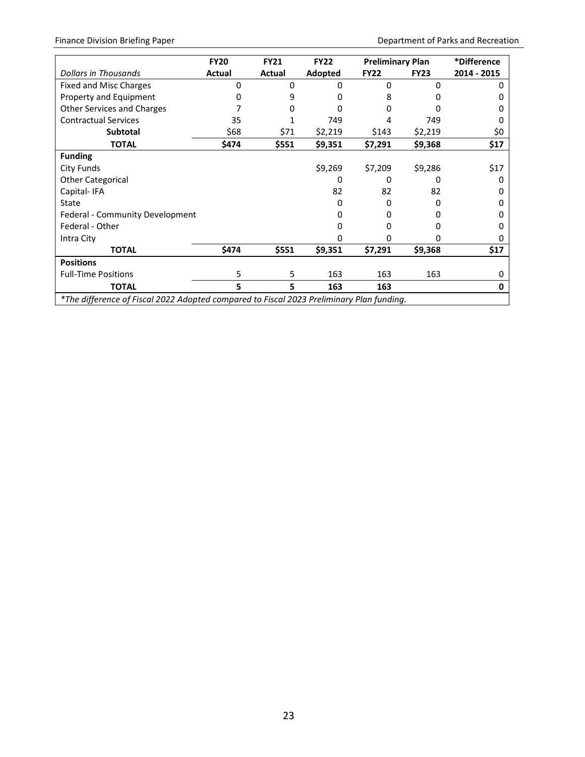| Dollars in Thousands | FY20 Actual | FY21 Actual | FY22 Adopted | Preliminary Plan FY22 | Preliminary Plan FY23 | *Difference 2014 - 2015 |
|---|---|---|---|---|---|---|
| Fixed and Misc Charges | 0 | 0 | 0 | 0 | 0 | 0 |
| Property and Equipment | 0 | 9 | 0 | 8 | 0 | 0 |
| Other Services and Charges | 7 | 0 | 0 | 0 | 0 | 0 |
| Contractual Services | 35 | 1 | 749 | 4 | 749 | 0 |
| **Subtotal** | $68 | $71 | $2,219 | $143 | $2,219 | $0 |
| **TOTAL** | **$474** | **$551** | **$9,351** | **$7,291** | **$9,368** | **$17** |
| **Funding** | | | | | | |
| City Funds | | | $9,269 | $7,209 | $9,286 | $17 |
| Other Categorical | | | 0 | 0 | 0 | 0 |
| Capital- IFA | | | 82 | 82 | 82 | 0 |
| State | | | 0 | 0 | 0 | 0 |
| Federal - Community Development | | | 0 | 0 | 0 | 0 |
| Federal - Other | | | 0 | 0 | 0 | 0 |
| Intra City | | | 0 | 0 | 0 | 0 |
| **TOTAL** | **$474** | **$551** | **$9,351** | **$7,291** | **$9,368** | **$17** |
| **Positions** | | | | | | |
| Full-Time Positions | 5 | 5 | 163 | 163 | 163 | 0 |
| **TOTAL** | **5** | **5** | **163** | **163** | | **0** |

*The difference of Fiscal 2022 Adopted compared to Fiscal 2023 Preliminary Plan funding.*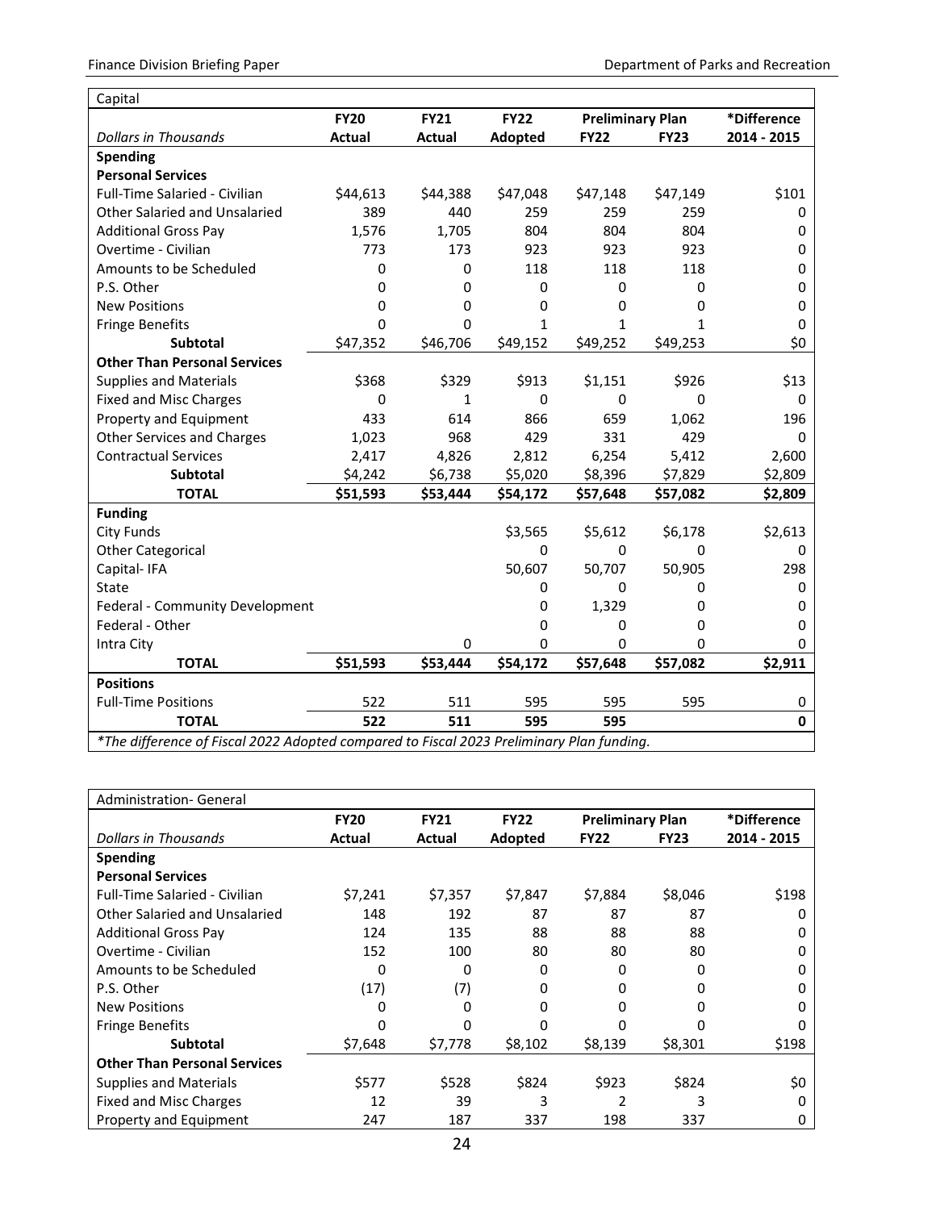| Capital | | | | | | |
|---|---|---|---|---|---|---|
| | **FY20** | **FY21** | **FY22** | **Preliminary Plan** | | ***Difference** |
| *Dollars in Thousands* | **Actual** | **Actual** | **Adopted** | **FY22** | **FY23** | **2014 - 2015** |
| **Spending** | | | | | | |
| **Personal Services** | | | | | | |
| Full-Time Salaried - Civilian | $44,613 | $44,388 | $47,048 | $47,148 | $47,149 | $101 |
| Other Salaried and Unsalaried | 389 | 440 | 259 | 259 | 259 | 0 |
| Additional Gross Pay | 1,576 | 1,705 | 804 | 804 | 804 | 0 |
| Overtime - Civilian | 773 | 173 | 923 | 923 | 923 | 0 |
| Amounts to be Scheduled | 0 | 0 | 118 | 118 | 118 | 0 |
| P.S. Other | 0 | 0 | 0 | 0 | 0 | 0 |
| New Positions | 0 | 0 | 0 | 0 | 0 | 0 |
| Fringe Benefits | 0 | 0 | 1 | 1 | 1 | 0 |
| **Subtotal** | $47,352 | $46,706 | $49,152 | $49,252 | $49,253 | $0 |
| **Other Than Personal Services** | | | | | | |
| Supplies and Materials | $368 | $329 | $913 | $1,151 | $926 | $13 |
| Fixed and Misc Charges | 0 | 1 | 0 | 0 | 0 | 0 |
| Property and Equipment | 433 | 614 | 866 | 659 | 1,062 | 196 |
| Other Services and Charges | 1,023 | 968 | 429 | 331 | 429 | 0 |
| Contractual Services | 2,417 | 4,826 | 2,812 | 6,254 | 5,412 | 2,600 |
| **Subtotal** | $4,242 | $6,738 | $5,020 | $8,396 | $7,829 | $2,809 |
| **TOTAL** | **$51,593** | **$53,444** | **$54,172** | **$57,648** | **$57,082** | **$2,809** |
| **Funding** | | | | | | |
| City Funds | | | $3,565 | $5,612 | $6,178 | $2,613 |
| Other Categorical | | | 0 | 0 | 0 | 0 |
| Capital- IFA | | | 50,607 | 50,707 | 50,905 | 298 |
| State | | | 0 | 0 | 0 | 0 |
| Federal - Community Development | | | 0 | 1,329 | 0 | 0 |
| Federal - Other | | | 0 | 0 | 0 | 0 |
| Intra City | | 0 | 0 | 0 | 0 | 0 |
| **TOTAL** | **$51,593** | **$53,444** | **$54,172** | **$57,648** | **$57,082** | **$2,911** |
| **Positions** | | | | | | |
| Full-Time Positions | 522 | 511 | 595 | 595 | 595 | 0 |
| **TOTAL** | **522** | **511** | **595** | **595** | | **0** |

*\*The difference of Fiscal 2022 Adopted compared to Fiscal 2023 Preliminary Plan funding.*

| Administration- General | | | | | | |
|---|---|---|---|---|---|---|
| | **FY20** | **FY21** | **FY22** | **Preliminary Plan** | | ***Difference** |
| *Dollars in Thousands* | **Actual** | **Actual** | **Adopted** | **FY22** | **FY23** | **2014 - 2015** |
| **Spending** | | | | | | |
| **Personal Services** | | | | | | |
| Full-Time Salaried - Civilian | $7,241 | $7,357 | $7,847 | $7,884 | $8,046 | $198 |
| Other Salaried and Unsalaried | 148 | 192 | 87 | 87 | 87 | 0 |
| Additional Gross Pay | 124 | 135 | 88 | 88 | 88 | 0 |
| Overtime - Civilian | 152 | 100 | 80 | 80 | 80 | 0 |
| Amounts to be Scheduled | 0 | 0 | 0 | 0 | 0 | 0 |
| P.S. Other | (17) | (7) | 0 | 0 | 0 | 0 |
| New Positions | 0 | 0 | 0 | 0 | 0 | 0 |
| Fringe Benefits | 0 | 0 | 0 | 0 | 0 | 0 |
| **Subtotal** | $7,648 | $7,778 | $8,102 | $8,139 | $8,301 | $198 |
| **Other Than Personal Services** | | | | | | |
| Supplies and Materials | $577 | $528 | $824 | $923 | $824 | $0 |
| Fixed and Misc Charges | 12 | 39 | 3 | 2 | 3 | 0 |
| Property and Equipment | 247 | 187 | 337 | 198 | 337 | 0 |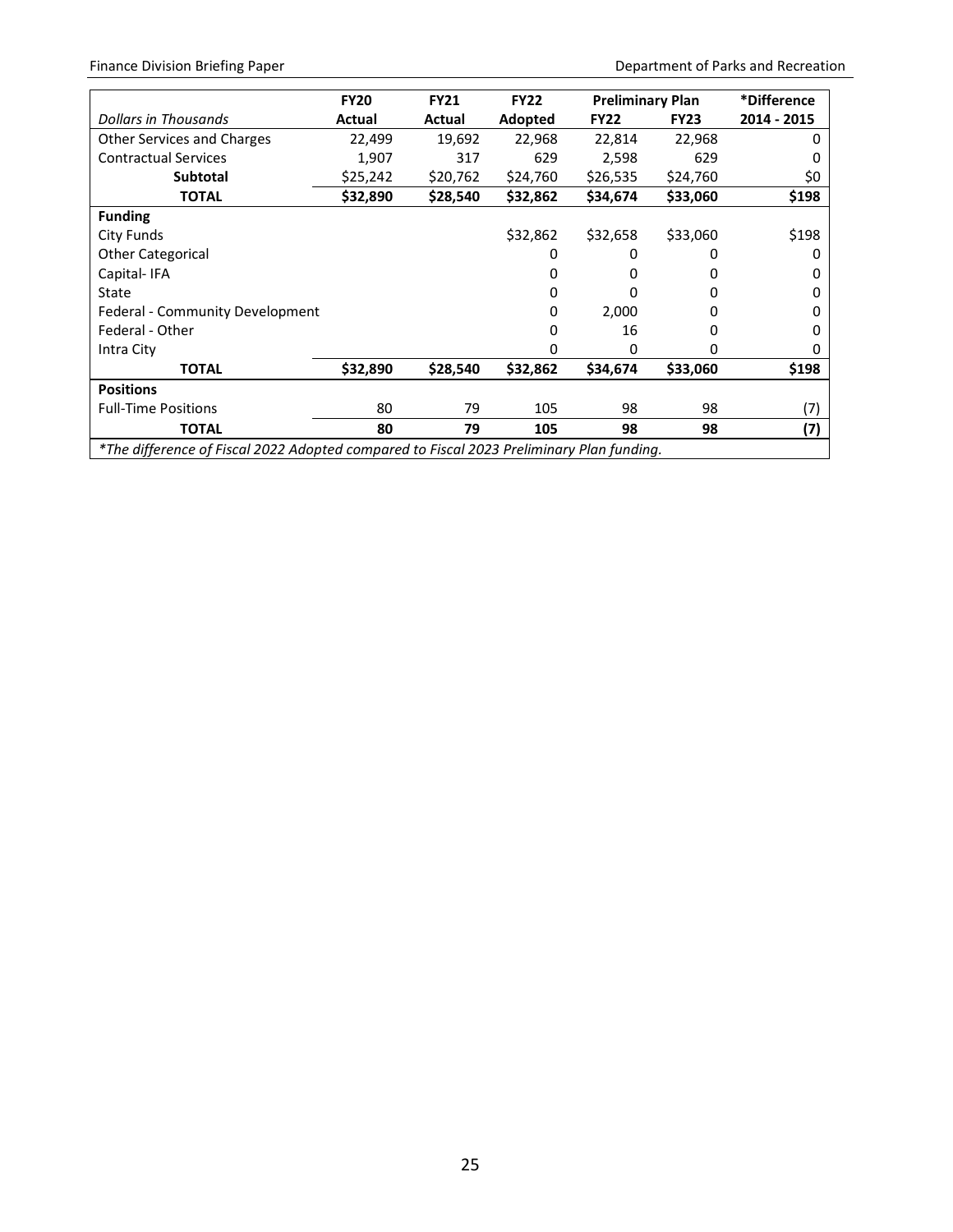| Dollars in Thousands | FY20 Actual | FY21 Actual | FY22 Adopted | Preliminary Plan FY22 | Preliminary Plan FY23 | *Difference 2014 - 2015 |
|---|---|---|---|---|---|---|
| Other Services and Charges | 22,499 | 19,692 | 22,968 | 22,814 | 22,968 | 0 |
| Contractual Services | 1,907 | 317 | 629 | 2,598 | 629 | 0 |
| **Subtotal** | $25,242 | $20,762 | $24,760 | $26,535 | $24,760 | $0 |
| **TOTAL** | **$32,890** | **$28,540** | **$32,862** | **$34,674** | **$33,060** | **$198** |
| **Funding** | | | | | | |
| City Funds | | | $32,862 | $32,658 | $33,060 | $198 |
| Other Categorical | | | 0 | 0 | 0 | 0 |
| Capital- IFA | | | 0 | 0 | 0 | 0 |
| State | | | 0 | 0 | 0 | 0 |
| Federal - Community Development | | | 0 | 2,000 | 0 | 0 |
| Federal - Other | | | 0 | 16 | 0 | 0 |
| Intra City | | | 0 | 0 | 0 | 0 |
| **TOTAL** | **$32,890** | **$28,540** | **$32,862** | **$34,674** | **$33,060** | **$198** |
| **Positions** | | | | | | |
| Full-Time Positions | 80 | 79 | 105 | 98 | 98 | (7) |
| **TOTAL** | **80** | **79** | **105** | **98** | **98** | **(7)** |

*\*The difference of Fiscal 2022 Adopted compared to Fiscal 2023 Preliminary Plan funding.*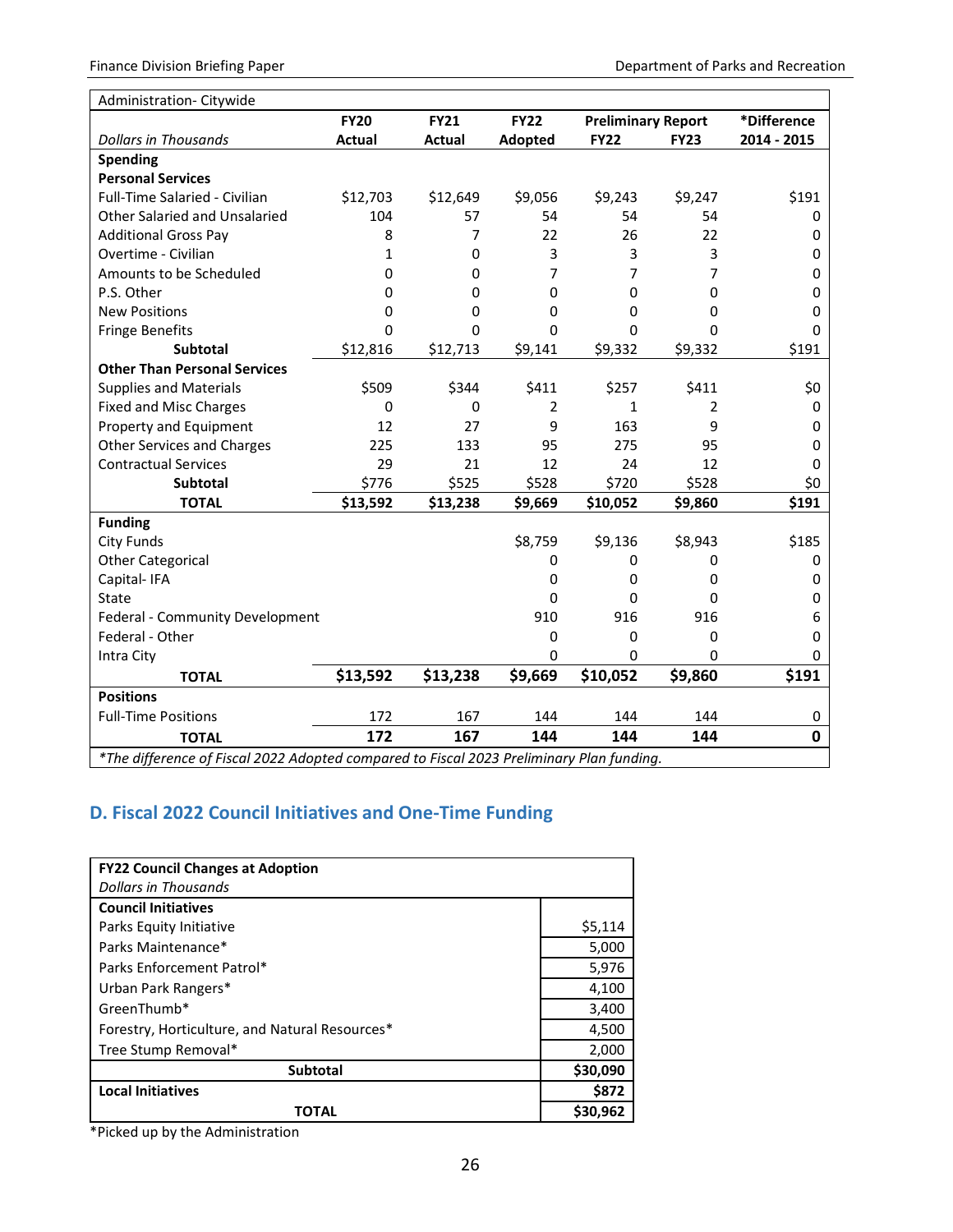| Administration- Citywide | | | | | | |
|---|---|---|---|---|---|---|
| | **FY20** | **FY21** | **FY22** | **Preliminary Report** | | ***Difference** |
| *Dollars in Thousands* | **Actual** | **Actual** | **Adopted** | **FY22** | **FY23** | **2014 - 2015** |
| **Spending** | | | | | | |
| **Personal Services** | | | | | | |
| Full-Time Salaried - Civilian | $12,703 | $12,649 | $9,056 | $9,243 | $9,247 | $191 |
| Other Salaried and Unsalaried | 104 | 57 | 54 | 54 | 54 | 0 |
| Additional Gross Pay | 8 | 7 | 22 | 26 | 22 | 0 |
| Overtime - Civilian | 1 | 0 | 3 | 3 | 3 | 0 |
| Amounts to be Scheduled | 0 | 0 | 7 | 7 | 7 | 0 |
| P.S. Other | 0 | 0 | 0 | 0 | 0 | 0 |
| New Positions | 0 | 0 | 0 | 0 | 0 | 0 |
| Fringe Benefits | 0 | 0 | 0 | 0 | 0 | 0 |
| **Subtotal** | $12,816 | $12,713 | $9,141 | $9,332 | $9,332 | $191 |
| **Other Than Personal Services** | | | | | | |
| Supplies and Materials | $509 | $344 | $411 | $257 | $411 | $0 |
| Fixed and Misc Charges | 0 | 0 | 2 | 1 | 2 | 0 |
| Property and Equipment | 12 | 27 | 9 | 163 | 9 | 0 |
| Other Services and Charges | 225 | 133 | 95 | 275 | 95 | 0 |
| Contractual Services | 29 | 21 | 12 | 24 | 12 | 0 |
| **Subtotal** | $776 | $525 | $528 | $720 | $528 | $0 |
| **TOTAL** | **$13,592** | **$13,238** | **$9,669** | **$10,052** | **$9,860** | **$191** |
| **Funding** | | | | | | |
| City Funds | | | $8,759 | $9,136 | $8,943 | $185 |
| Other Categorical | | | 0 | 0 | 0 | 0 |
| Capital- IFA | | | 0 | 0 | 0 | 0 |
| State | | | 0 | 0 | 0 | 0 |
| Federal - Community Development | | | 910 | 916 | 916 | 6 |
| Federal - Other | | | 0 | 0 | 0 | 0 |
| Intra City | | | 0 | 0 | 0 | 0 |
| **TOTAL** | **$13,592** | **$13,238** | **$9,669** | **$10,052** | **$9,860** | **$191** |
| **Positions** | | | | | | |
| Full-Time Positions | 172 | 167 | 144 | 144 | 144 | 0 |
| **TOTAL** | **172** | **167** | **144** | **144** | **144** | **0** |

**The difference of Fiscal 2022 Adopted compared to Fiscal 2023 Preliminary Plan funding.*

## D. Fiscal 2022 Council Initiatives and One-Time Funding

| **FY22 Council Changes at Adoption** *Dollars in Thousands* | |
|---|---|
| **Council Initiatives** | |
| Parks Equity Initiative | $5,114 |
| Parks Maintenance* | 5,000 |
| Parks Enforcement Patrol* | 5,976 |
| Urban Park Rangers* | 4,100 |
| GreenThumb* | 3,400 |
| Forestry, Horticulture, and Natural Resources* | 4,500 |
| Tree Stump Removal* | 2,000 |
| **Subtotal** | **$30,090** |
| **Local Initiatives** | **$872** |
| **TOTAL** | **$30,962** |

*Picked up by the Administration